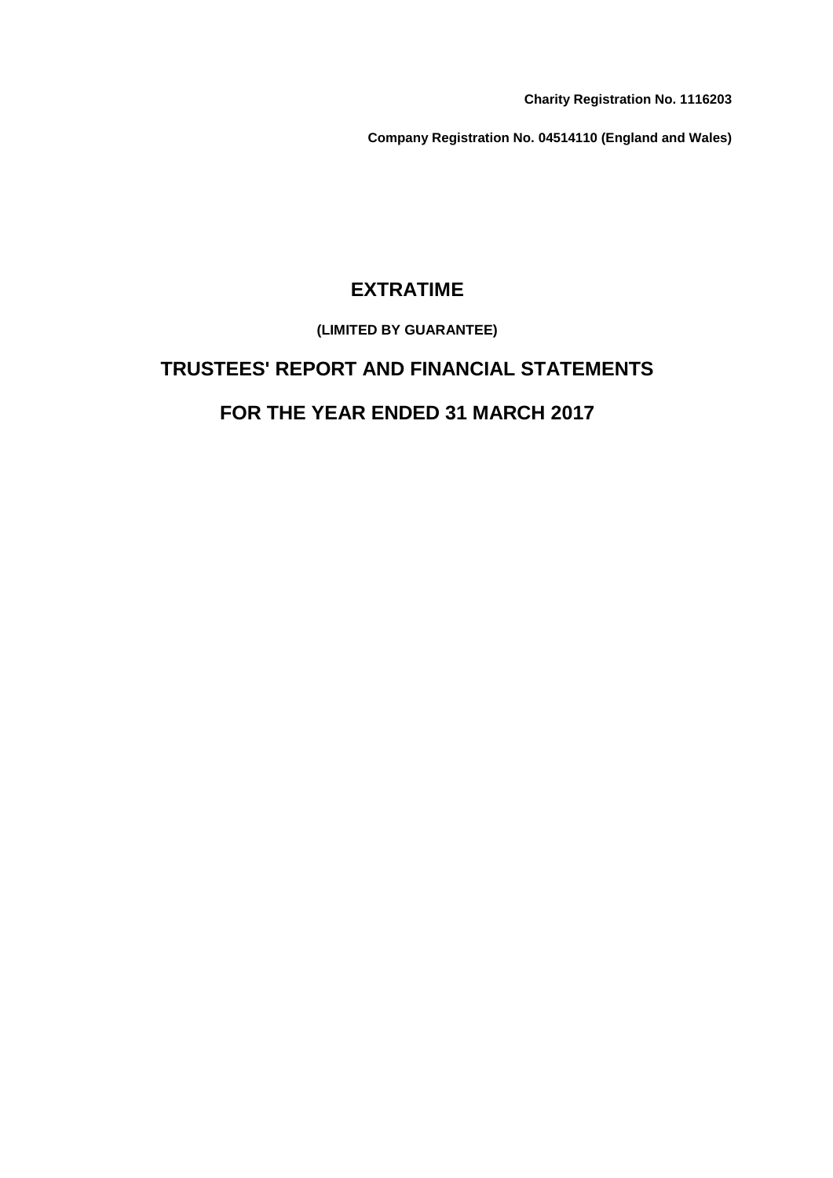**Charity Registration No. 1116203**

**Company Registration No. 04514110 (England and Wales)**

# EXTRATIME

**(LIMITED BY GUARANTEE)**

# TRUSTEES' REPORT AND FINANCIAL STATEMENTS

# FOR THE YEAR ENDED 31 MARCH 2017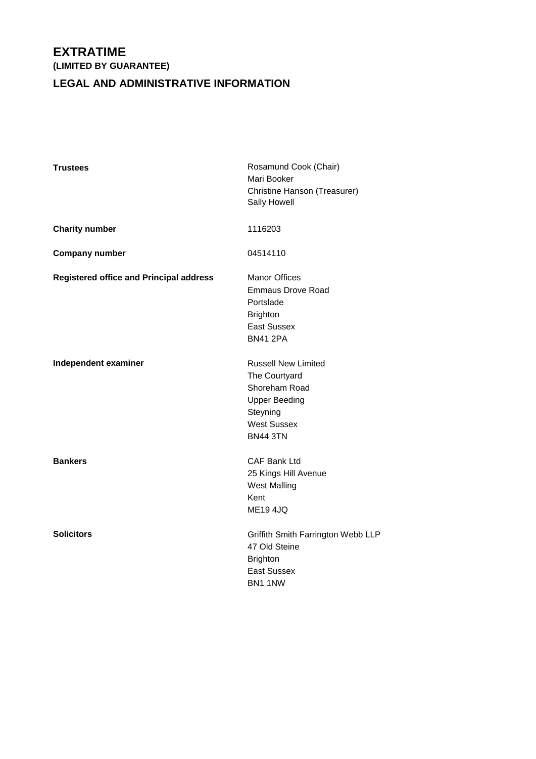# EXTRATIME

**(LIMITED BY GUARANTEE)**

## LEGAL AND ADMINISTRATIVE INFORMATION

| | |
|---|---|
| **Trustees** | Rosamund Cook (Chair)<br>Mari Booker<br>Christine Hanson (Treasurer)<br>Sally Howell |
| **Charity number** | 1116203 |
| **Company number** | 04514110 |
| **Registered office and Principal address** | Manor Offices<br>Emmaus Drove Road<br>Portslade<br>Brighton<br>East Sussex<br>BN41 2PA |
| **Independent examiner** | Russell New Limited<br>The Courtyard<br>Shoreham Road<br>Upper Beeding<br>Steyning<br>West Sussex<br>BN44 3TN |
| **Bankers** | CAF Bank Ltd<br>25 Kings Hill Avenue<br>West Malling<br>Kent<br>ME19 4JQ |
| **Solicitors** | Griffith Smith Farrington Webb LLP<br>47 Old Steine<br>Brighton<br>East Sussex<br>BN1 1NW |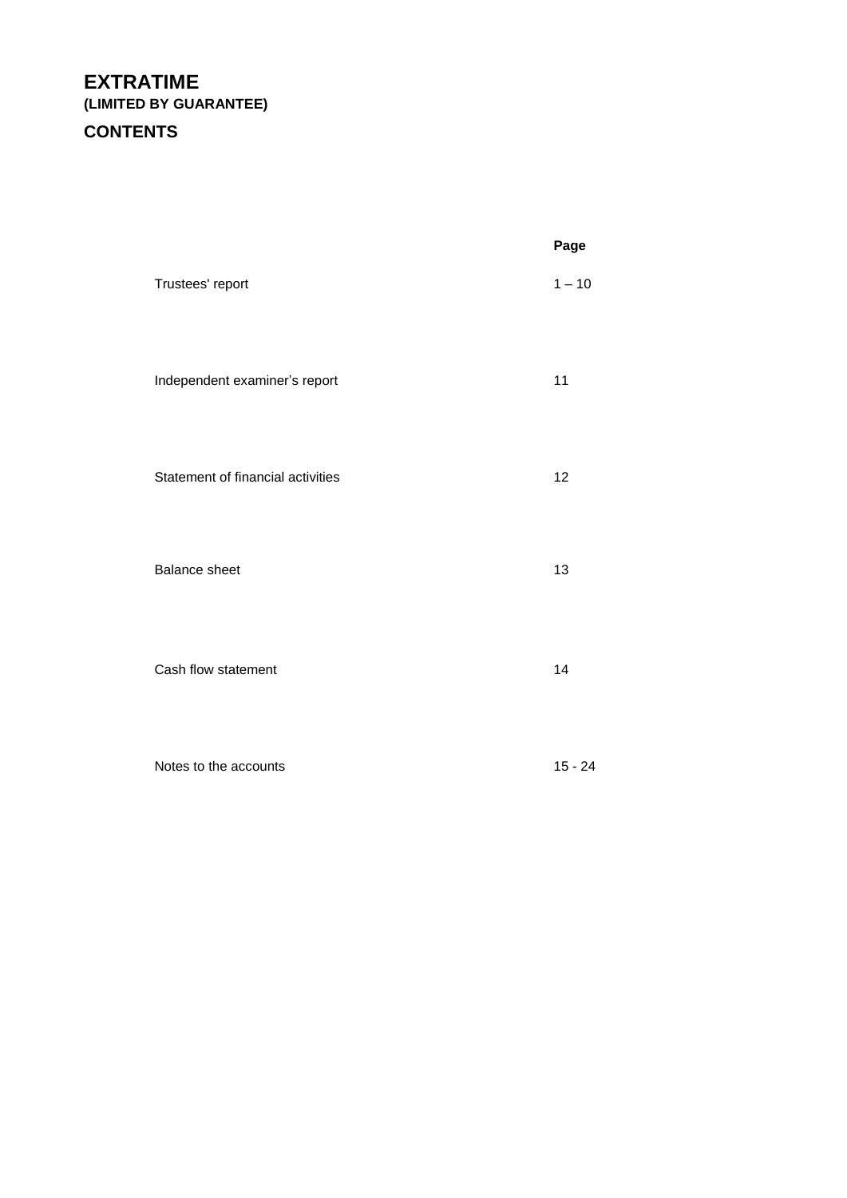# EXTRATIME

**(LIMITED BY GUARANTEE)**

## CONTENTS

| | Page |
|---|---|
| Trustees' report | 1 – 10 |
| Independent examiner's report | 11 |
| Statement of financial activities | 12 |
| Balance sheet | 13 |
| Cash flow statement | 14 |
| Notes to the accounts | 15 - 24 |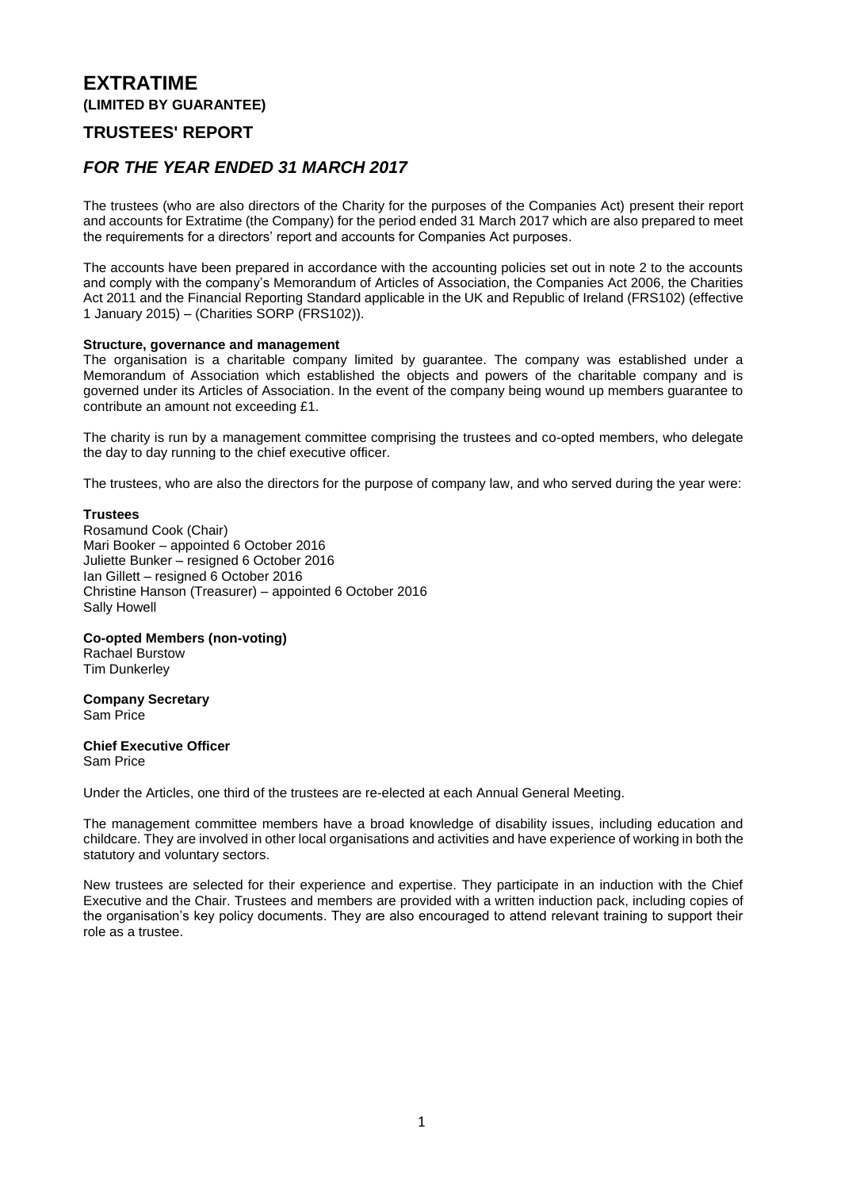# EXTRATIME

**(LIMITED BY GUARANTEE)**

## TRUSTEES' REPORT

## *FOR THE YEAR ENDED 31 MARCH 2017*

The trustees (who are also directors of the Charity for the purposes of the Companies Act) present their report and accounts for Extratime (the Company) for the period ended 31 March 2017 which are also prepared to meet the requirements for a directors' report and accounts for Companies Act purposes.

The accounts have been prepared in accordance with the accounting policies set out in note 2 to the accounts and comply with the company's Memorandum of Articles of Association, the Companies Act 2006, the Charities Act 2011 and the Financial Reporting Standard applicable in the UK and Republic of Ireland (FRS102) (effective 1 January 2015) – (Charities SORP (FRS102)).

**Structure, governance and management**
The organisation is a charitable company limited by guarantee. The company was established under a Memorandum of Association which established the objects and powers of the charitable company and is governed under its Articles of Association. In the event of the company being wound up members guarantee to contribute an amount not exceeding £1.

The charity is run by a management committee comprising the trustees and co-opted members, who delegate the day to day running to the chief executive officer.

The trustees, who are also the directors for the purpose of company law, and who served during the year were:

**Trustees**
Rosamund Cook (Chair)
Mari Booker – appointed 6 October 2016
Juliette Bunker – resigned 6 October 2016
Ian Gillett – resigned 6 October 2016
Christine Hanson (Treasurer) – appointed 6 October 2016
Sally Howell

**Co-opted Members (non-voting)**
Rachael Burstow
Tim Dunkerley

**Company Secretary**
Sam Price

**Chief Executive Officer**
Sam Price

Under the Articles, one third of the trustees are re-elected at each Annual General Meeting.

The management committee members have a broad knowledge of disability issues, including education and childcare. They are involved in other local organisations and activities and have experience of working in both the statutory and voluntary sectors.

New trustees are selected for their experience and expertise. They participate in an induction with the Chief Executive and the Chair. Trustees and members are provided with a written induction pack, including copies of the organisation's key policy documents. They are also encouraged to attend relevant training to support their role as a trustee.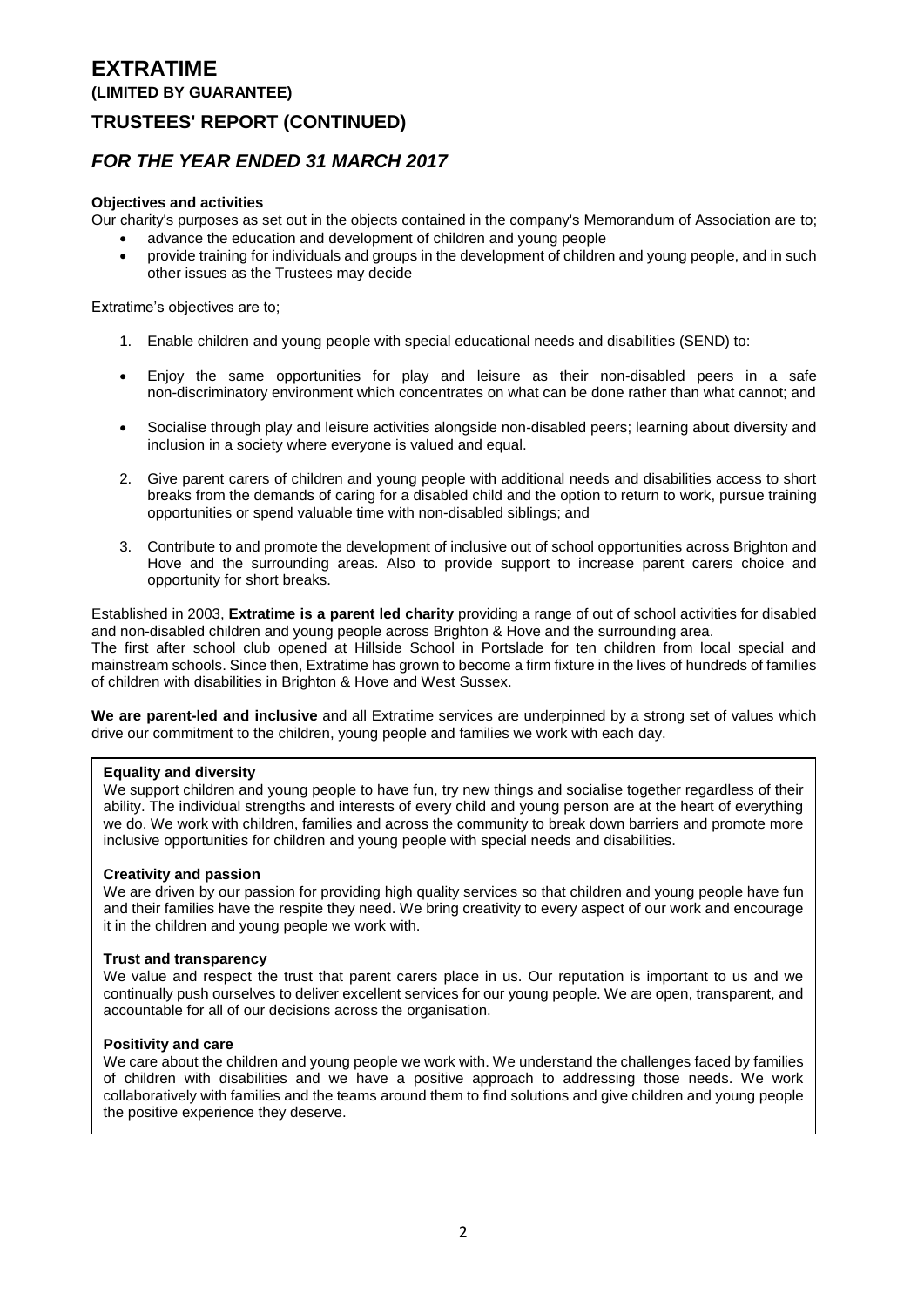# EXTRATIME

**(LIMITED BY GUARANTEE)**

## TRUSTEES' REPORT (CONTINUED)

## *FOR THE YEAR ENDED 31 MARCH 2017*

**Objectives and activities**

Our charity's purposes as set out in the objects contained in the company's Memorandum of Association are to;

- advance the education and development of children and young people
- provide training for individuals and groups in the development of children and young people, and in such other issues as the Trustees may decide

Extratime's objectives are to;

1. Enable children and young people with special educational needs and disabilities (SEND) to:

- Enjoy the same opportunities for play and leisure as their non-disabled peers in a safe non-discriminatory environment which concentrates on what can be done rather than what cannot; and
- Socialise through play and leisure activities alongside non-disabled peers; learning about diversity and inclusion in a society where everyone is valued and equal.

2. Give parent carers of children and young people with additional needs and disabilities access to short breaks from the demands of caring for a disabled child and the option to return to work, pursue training opportunities or spend valuable time with non-disabled siblings; and

3. Contribute to and promote the development of inclusive out of school opportunities across Brighton and Hove and the surrounding areas. Also to provide support to increase parent carers choice and opportunity for short breaks.

Established in 2003, **Extratime is a parent led charity** providing a range of out of school activities for disabled and non-disabled children and young people across Brighton & Hove and the surrounding area.
The first after school club opened at Hillside School in Portslade for ten children from local special and mainstream schools. Since then, Extratime has grown to become a firm fixture in the lives of hundreds of families of children with disabilities in Brighton & Hove and West Sussex.

**We are parent-led and inclusive** and all Extratime services are underpinned by a strong set of values which drive our commitment to the children, young people and families we work with each day.

**Equality and diversity**
We support children and young people to have fun, try new things and socialise together regardless of their ability. The individual strengths and interests of every child and young person are at the heart of everything we do. We work with children, families and across the community to break down barriers and promote more inclusive opportunities for children and young people with special needs and disabilities.

**Creativity and passion**
We are driven by our passion for providing high quality services so that children and young people have fun and their families have the respite they need. We bring creativity to every aspect of our work and encourage it in the children and young people we work with.

**Trust and transparency**
We value and respect the trust that parent carers place in us. Our reputation is important to us and we continually push ourselves to deliver excellent services for our young people. We are open, transparent, and accountable for all of our decisions across the organisation.

**Positivity and care**
We care about the children and young people we work with. We understand the challenges faced by families of children with disabilities and we have a positive approach to addressing those needs. We work collaboratively with families and the teams around them to find solutions and give children and young people the positive experience they deserve.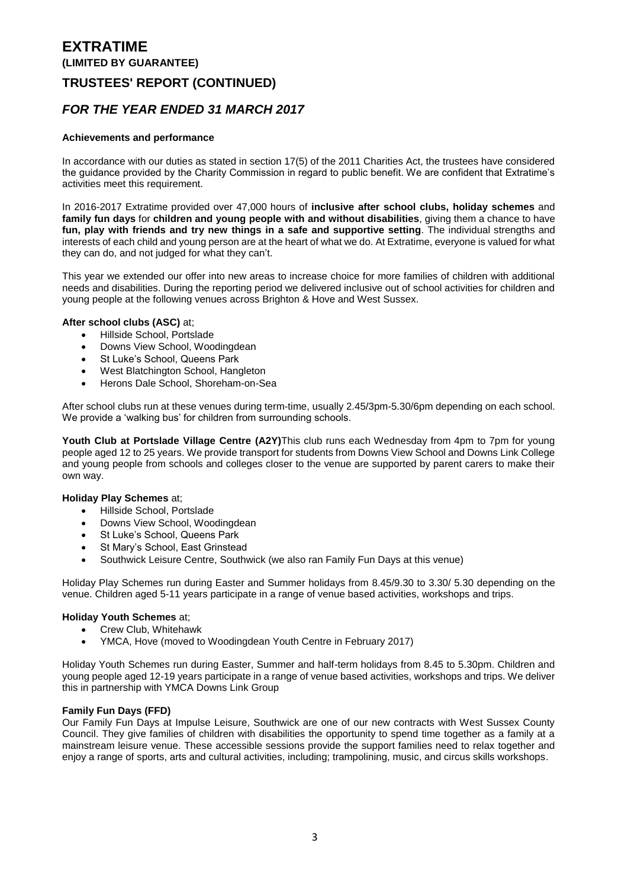# EXTRATIME

**(LIMITED BY GUARANTEE)**

## TRUSTEES' REPORT (CONTINUED)

## *FOR THE YEAR ENDED 31 MARCH 2017*

### Achievements and performance

In accordance with our duties as stated in section 17(5) of the 2011 Charities Act, the trustees have considered the guidance provided by the Charity Commission in regard to public benefit. We are confident that Extratime's activities meet this requirement.

In 2016-2017 Extratime provided over 47,000 hours of **inclusive after school clubs, holiday schemes** and **family fun days** for **children and young people with and without disabilities**, giving them a chance to have **fun, play with friends and try new things in a safe and supportive setting**. The individual strengths and interests of each child and young person are at the heart of what we do. At Extratime, everyone is valued for what they can do, and not judged for what they can't.

This year we extended our offer into new areas to increase choice for more families of children with additional needs and disabilities. During the reporting period we delivered inclusive out of school activities for children and young people at the following venues across Brighton & Hove and West Sussex.

**After school clubs (ASC)** at;

- Hillside School, Portslade
- Downs View School, Woodingdean
- St Luke's School, Queens Park
- West Blatchington School, Hangleton
- Herons Dale School, Shoreham-on-Sea

After school clubs run at these venues during term-time, usually 2.45/3pm-5.30/6pm depending on each school. We provide a 'walking bus' for children from surrounding schools.

**Youth Club at Portslade Village Centre (A2Y)**This club runs each Wednesday from 4pm to 7pm for young people aged 12 to 25 years. We provide transport for students from Downs View School and Downs Link College and young people from schools and colleges closer to the venue are supported by parent carers to make their own way.

**Holiday Play Schemes** at;

- Hillside School, Portslade
- Downs View School, Woodingdean
- St Luke's School, Queens Park
- St Mary's School, East Grinstead
- Southwick Leisure Centre, Southwick (we also ran Family Fun Days at this venue)

Holiday Play Schemes run during Easter and Summer holidays from 8.45/9.30 to 3.30/ 5.30 depending on the venue. Children aged 5-11 years participate in a range of venue based activities, workshops and trips.

**Holiday Youth Schemes** at;

- Crew Club, Whitehawk
- YMCA, Hove (moved to Woodingdean Youth Centre in February 2017)

Holiday Youth Schemes run during Easter, Summer and half-term holidays from 8.45 to 5.30pm. Children and young people aged 12-19 years participate in a range of venue based activities, workshops and trips. We deliver this in partnership with YMCA Downs Link Group

**Family Fun Days (FFD)**
Our Family Fun Days at Impulse Leisure, Southwick are one of our new contracts with West Sussex County Council. They give families of children with disabilities the opportunity to spend time together as a family at a mainstream leisure venue. These accessible sessions provide the support families need to relax together and enjoy a range of sports, arts and cultural activities, including; trampolining, music, and circus skills workshops.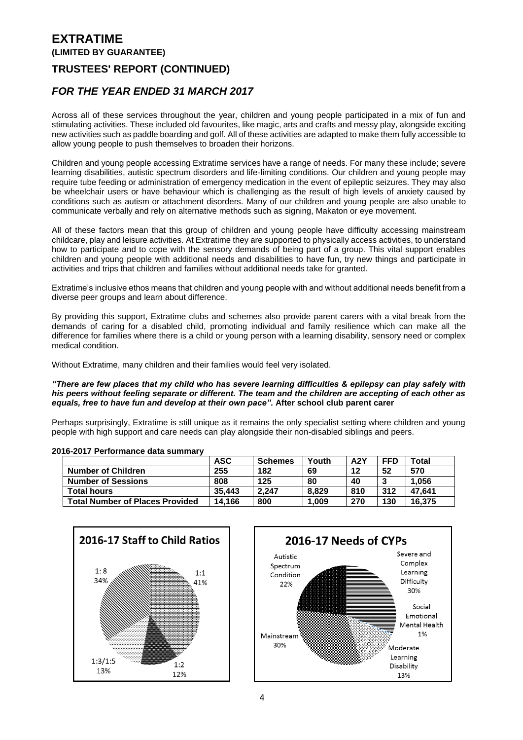# EXTRATIME

**(LIMITED BY GUARANTEE)**

## TRUSTEES' REPORT (CONTINUED)

### *FOR THE YEAR ENDED 31 MARCH 2017*

Across all of these services throughout the year, children and young people participated in a mix of fun and stimulating activities. These included old favourites, like magic, arts and crafts and messy play, alongside exciting new activities such as paddle boarding and golf. All of these activities are adapted to make them fully accessible to allow young people to push themselves to broaden their horizons.

Children and young people accessing Extratime services have a range of needs. For many these include; severe learning disabilities, autistic spectrum disorders and life-limiting conditions. Our children and young people may require tube feeding or administration of emergency medication in the event of epileptic seizures. They may also be wheelchair users or have behaviour which is challenging as the result of high levels of anxiety caused by conditions such as autism or attachment disorders. Many of our children and young people are also unable to communicate verbally and rely on alternative methods such as signing, Makaton or eye movement.

All of these factors mean that this group of children and young people have difficulty accessing mainstream childcare, play and leisure activities. At Extratime they are supported to physically access activities, to understand how to participate and to cope with the sensory demands of being part of a group. This vital support enables children and young people with additional needs and disabilities to have fun, try new things and participate in activities and trips that children and families without additional needs take for granted.

Extratime's inclusive ethos means that children and young people with and without additional needs benefit from a diverse peer groups and learn about difference.

By providing this support, Extratime clubs and schemes also provide parent carers with a vital break from the demands of caring for a disabled child, promoting individual and family resilience which can make all the difference for families where there is a child or young person with a learning disability, sensory need or complex medical condition.

Without Extratime, many children and their families would feel very isolated.

***"There are few places that my child who has severe learning difficulties & epilepsy can play safely with his peers without feeling separate or different. The team and the children are accepting of each other as equals, free to have fun and develop at their own pace".*** **After school club parent carer**

Perhaps surprisingly, Extratime is still unique as it remains the only specialist setting where children and young people with high support and care needs can play alongside their non-disabled siblings and peers.

**2016-2017 Performance data summary**

| | ASC | Schemes | Youth | A2Y | FFD | Total |
|---|---|---|---|---|---|---|
| **Number of Children** | 255 | 182 | 69 | 12 | 52 | 570 |
| **Number of Sessions** | 808 | 125 | 80 | 40 | 3 | 1,056 |
| **Total hours** | 35,443 | 2,247 | 8,829 | 810 | 312 | 47,641 |
| **Total Number of Places Provided** | 14,166 | 800 | 1,009 | 270 | 130 | 16,375 |

2016-17 Staff to Child Ratios

1:1 41%

1:2 12%

1:3/1:5 13%

1:8 34%

2016-17 Needs of CYPs

Severe and Complex Learning Difficulty 30%

Social Emotional Mental Health 1%

Moderate Learning Disability 13%

Mainstream 30%

Autistic Spectrum Condition 22%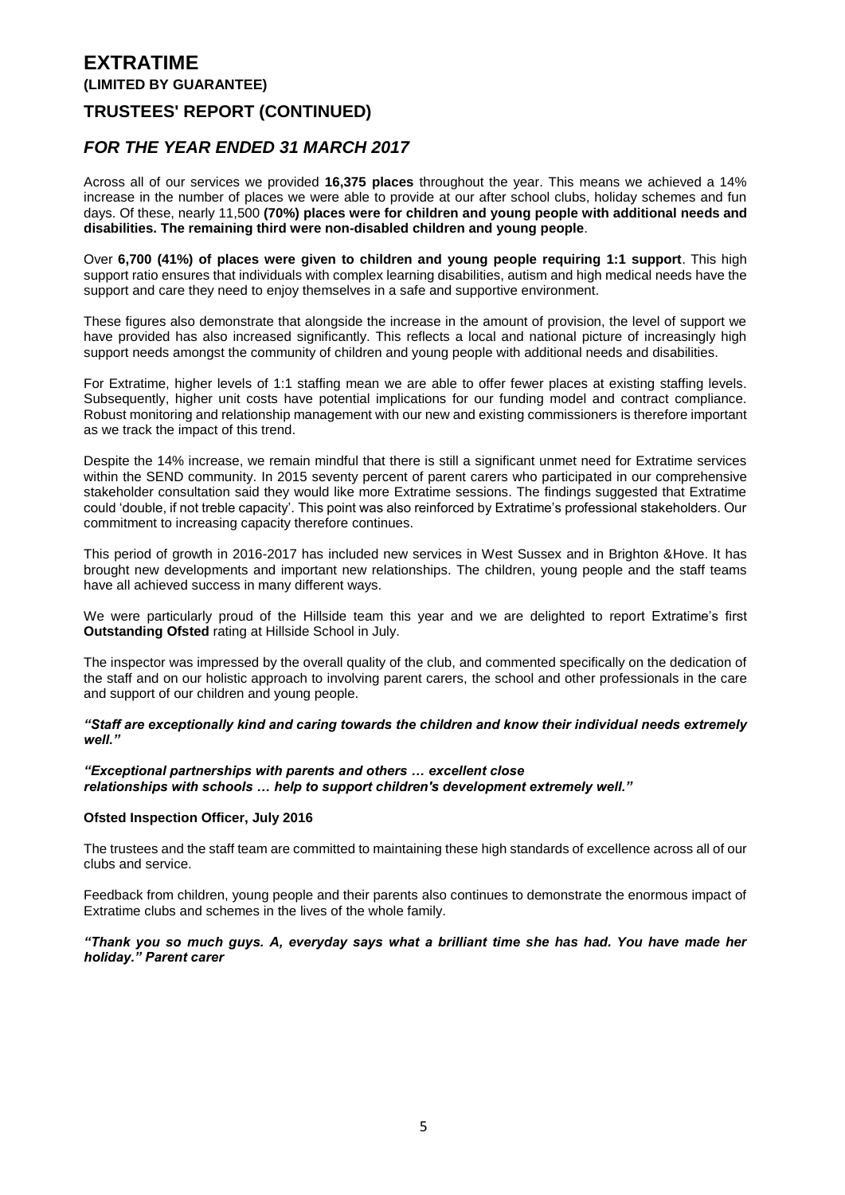# EXTRATIME

**(LIMITED BY GUARANTEE)**

## TRUSTEES' REPORT (CONTINUED)

### *FOR THE YEAR ENDED 31 MARCH 2017*

Across all of our services we provided **16,375 places** throughout the year. This means we achieved a 14% increase in the number of places we were able to provide at our after school clubs, holiday schemes and fun days. Of these, nearly 11,500 **(70%) places were for children and young people with additional needs and disabilities. The remaining third were non-disabled children and young people**.

Over **6,700 (41%) of places were given to children and young people requiring 1:1 support**. This high support ratio ensures that individuals with complex learning disabilities, autism and high medical needs have the support and care they need to enjoy themselves in a safe and supportive environment.

These figures also demonstrate that alongside the increase in the amount of provision, the level of support we have provided has also increased significantly. This reflects a local and national picture of increasingly high support needs amongst the community of children and young people with additional needs and disabilities.

For Extratime, higher levels of 1:1 staffing mean we are able to offer fewer places at existing staffing levels. Subsequently, higher unit costs have potential implications for our funding model and contract compliance. Robust monitoring and relationship management with our new and existing commissioners is therefore important as we track the impact of this trend.

Despite the 14% increase, we remain mindful that there is still a significant unmet need for Extratime services within the SEND community. In 2015 seventy percent of parent carers who participated in our comprehensive stakeholder consultation said they would like more Extratime sessions. The findings suggested that Extratime could 'double, if not treble capacity'. This point was also reinforced by Extratime's professional stakeholders. Our commitment to increasing capacity therefore continues.

This period of growth in 2016-2017 has included new services in West Sussex and in Brighton &Hove. It has brought new developments and important new relationships. The children, young people and the staff teams have all achieved success in many different ways.

We were particularly proud of the Hillside team this year and we are delighted to report Extratime's first **Outstanding Ofsted** rating at Hillside School in July.

The inspector was impressed by the overall quality of the club, and commented specifically on the dedication of the staff and on our holistic approach to involving parent carers, the school and other professionals in the care and support of our children and young people.

***"Staff are exceptionally kind and caring towards the children and know their individual needs extremely well."***

***"Exceptional partnerships with parents and others … excellent close relationships with schools … help to support children's development extremely well."***

**Ofsted Inspection Officer, July 2016**

The trustees and the staff team are committed to maintaining these high standards of excellence across all of our clubs and service.

Feedback from children, young people and their parents also continues to demonstrate the enormous impact of Extratime clubs and schemes in the lives of the whole family.

***"Thank you so much guys. A, everyday says what a brilliant time she has had. You have made her holiday." Parent carer***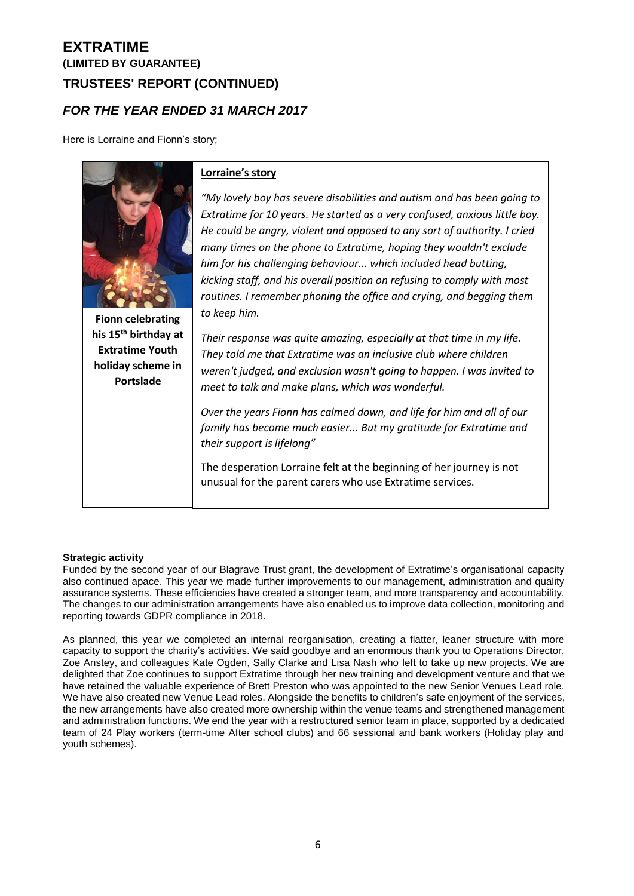Here is Lorraine and Fionn's story;

**Fionn celebrating his 15th birthday at Extratime Youth holiday scheme in Portslade**

**Lorraine's story**

*"My lovely boy has severe disabilities and autism and has been going to Extratime for 10 years. He started as a very confused, anxious little boy. He could be angry, violent and opposed to any sort of authority. I cried many times on the phone to Extratime, hoping they wouldn't exclude him for his challenging behaviour... which included head butting, kicking staff, and his overall position on refusing to comply with most routines. I remember phoning the office and crying, and begging them to keep him.*

*Their response was quite amazing, especially at that time in my life. They told me that Extratime was an inclusive club where children weren't judged, and exclusion wasn't going to happen. I was invited to meet to talk and make plans, which was wonderful.*

*Over the years Fionn has calmed down, and life for him and all of our family has become much easier... But my gratitude for Extratime and their support is lifelong"*

The desperation Lorraine felt at the beginning of her journey is not unusual for the parent carers who use Extratime services.

**Strategic activity**

Funded by the second year of our Blagrave Trust grant, the development of Extratime's organisational capacity also continued apace. This year we made further improvements to our management, administration and quality assurance systems. These efficiencies have created a stronger team, and more transparency and accountability. The changes to our administration arrangements have also enabled us to improve data collection, monitoring and reporting towards GDPR compliance in 2018.

As planned, this year we completed an internal reorganisation, creating a flatter, leaner structure with more capacity to support the charity's activities. We said goodbye and an enormous thank you to Operations Director, Zoe Anstey, and colleagues Kate Ogden, Sally Clarke and Lisa Nash who left to take up new projects. We are delighted that Zoe continues to support Extratime through her new training and development venture and that we have retained the valuable experience of Brett Preston who was appointed to the new Senior Venues Lead role. We have also created new Venue Lead roles. Alongside the benefits to children's safe enjoyment of the services, the new arrangements have also created more ownership within the venue teams and strengthened management and administration functions. We end the year with a restructured senior team in place, supported by a dedicated team of 24 Play workers (term-time After school clubs) and 66 sessional and bank workers (Holiday play and youth schemes).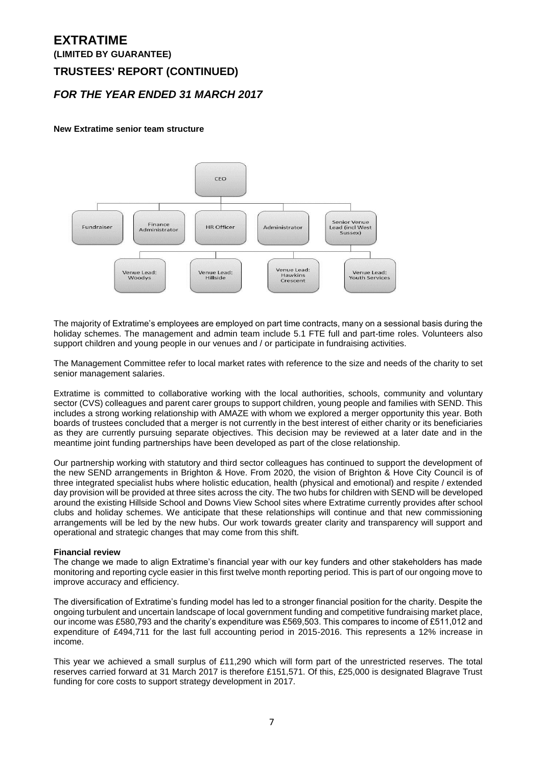# EXTRATIME

**(LIMITED BY GUARANTEE)**

## TRUSTEES' REPORT (CONTINUED)

## *FOR THE YEAR ENDED 31 MARCH 2017*

**New Extratime senior team structure**

CEO

Fundraiser

Finance Administrator

HR Officer

Administrator

Senior Venue Lead (incl West Sussex)

Venue Lead: Woodys

Venue Lead: Hillside

Venue Lead: Hawkins Crescent

Venue Lead: Youth Services

The majority of Extratime's employees are employed on part time contracts, many on a sessional basis during the holiday schemes. The management and admin team include 5.1 FTE full and part-time roles. Volunteers also support children and young people in our venues and / or participate in fundraising activities.

The Management Committee refer to local market rates with reference to the size and needs of the charity to set senior management salaries.

Extratime is committed to collaborative working with the local authorities, schools, community and voluntary sector (CVS) colleagues and parent carer groups to support children, young people and families with SEND. This includes a strong working relationship with AMAZE with whom we explored a merger opportunity this year. Both boards of trustees concluded that a merger is not currently in the best interest of either charity or its beneficiaries as they are currently pursuing separate objectives. This decision may be reviewed at a later date and in the meantime joint funding partnerships have been developed as part of the close relationship.

Our partnership working with statutory and third sector colleagues has continued to support the development of the new SEND arrangements in Brighton & Hove. From 2020, the vision of Brighton & Hove City Council is of three integrated specialist hubs where holistic education, health (physical and emotional) and respite / extended day provision will be provided at three sites across the city. The two hubs for children with SEND will be developed around the existing Hillside School and Downs View School sites where Extratime currently provides after school clubs and holiday schemes. We anticipate that these relationships will continue and that new commissioning arrangements will be led by the new hubs. Our work towards greater clarity and transparency will support and operational and strategic changes that may come from this shift.

**Financial review**

The change we made to align Extratime's financial year with our key funders and other stakeholders has made monitoring and reporting cycle easier in this first twelve month reporting period. This is part of our ongoing move to improve accuracy and efficiency.

The diversification of Extratime's funding model has led to a stronger financial position for the charity. Despite the ongoing turbulent and uncertain landscape of local government funding and competitive fundraising market place, our income was £580,793 and the charity's expenditure was £569,503. This compares to income of £511,012 and expenditure of £494,711 for the last full accounting period in 2015-2016. This represents a 12% increase in income.

This year we achieved a small surplus of £11,290 which will form part of the unrestricted reserves. The total reserves carried forward at 31 March 2017 is therefore £151,571. Of this, £25,000 is designated Blagrave Trust funding for core costs to support strategy development in 2017.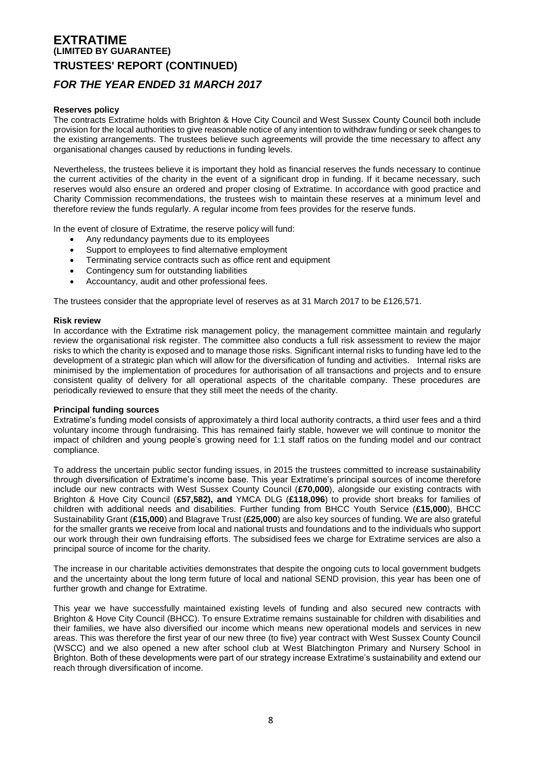# EXTRATIME

**(LIMITED BY GUARANTEE)**

## TRUSTEES' REPORT (CONTINUED)

## *FOR THE YEAR ENDED 31 MARCH 2017*

**Reserves policy**

The contracts Extratime holds with Brighton & Hove City Council and West Sussex County Council both include provision for the local authorities to give reasonable notice of any intention to withdraw funding or seek changes to the existing arrangements. The trustees believe such agreements will provide the time necessary to affect any organisational changes caused by reductions in funding levels.

Nevertheless, the trustees believe it is important they hold as financial reserves the funds necessary to continue the current activities of the charity in the event of a significant drop in funding. If it became necessary, such reserves would also ensure an ordered and proper closing of Extratime. In accordance with good practice and Charity Commission recommendations, the trustees wish to maintain these reserves at a minimum level and therefore review the funds regularly. A regular income from fees provides for the reserve funds.

In the event of closure of Extratime, the reserve policy will fund:

- Any redundancy payments due to its employees
- Support to employees to find alternative employment
- Terminating service contracts such as office rent and equipment
- Contingency sum for outstanding liabilities
- Accountancy, audit and other professional fees.

The trustees consider that the appropriate level of reserves as at 31 March 2017 to be £126,571.

**Risk review**

In accordance with the Extratime risk management policy, the management committee maintain and regularly review the organisational risk register. The committee also conducts a full risk assessment to review the major risks to which the charity is exposed and to manage those risks. Significant internal risks to funding have led to the development of a strategic plan which will allow for the diversification of funding and activities. Internal risks are minimised by the implementation of procedures for authorisation of all transactions and projects and to ensure consistent quality of delivery for all operational aspects of the charitable company. These procedures are periodically reviewed to ensure that they still meet the needs of the charity.

**Principal funding sources**

Extratime's funding model consists of approximately a third local authority contracts, a third user fees and a third voluntary income through fundraising. This has remained fairly stable, however we will continue to monitor the impact of children and young people's growing need for 1:1 staff ratios on the funding model and our contract compliance.

To address the uncertain public sector funding issues, in 2015 the trustees committed to increase sustainability through diversification of Extratime's income base. This year Extratime's principal sources of income therefore include our new contracts with West Sussex County Council (**£70,000**), alongside our existing contracts with Brighton & Hove City Council (**£57,582), and** YMCA DLG (**£118,096**) to provide short breaks for families of children with additional needs and disabilities. Further funding from BHCC Youth Service (**£15,000**), BHCC Sustainability Grant (**£15,000**) and Blagrave Trust (**£25,000**) are also key sources of funding. We are also grateful for the smaller grants we receive from local and national trusts and foundations and to the individuals who support our work through their own fundraising efforts. The subsidised fees we charge for Extratime services are also a principal source of income for the charity.

The increase in our charitable activities demonstrates that despite the ongoing cuts to local government budgets and the uncertainty about the long term future of local and national SEND provision, this year has been one of further growth and change for Extratime.

This year we have successfully maintained existing levels of funding and also secured new contracts with Brighton & Hove City Council (BHCC). To ensure Extratime remains sustainable for children with disabilities and their families, we have also diversified our income which means new operational models and services in new areas. This was therefore the first year of our new three (to five) year contract with West Sussex County Council (WSCC) and we also opened a new after school club at West Blatchington Primary and Nursery School in Brighton. Both of these developments were part of our strategy increase Extratime's sustainability and extend our reach through diversification of income.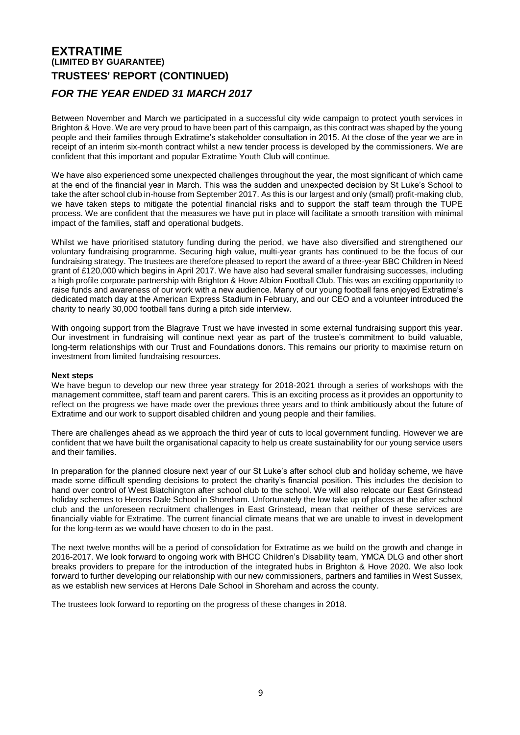# EXTRATIME
**(LIMITED BY GUARANTEE)**
## TRUSTEES' REPORT (CONTINUED)
### *FOR THE YEAR ENDED 31 MARCH 2017*

Between November and March we participated in a successful city wide campaign to protect youth services in Brighton & Hove. We are very proud to have been part of this campaign, as this contract was shaped by the young people and their families through Extratime's stakeholder consultation in 2015. At the close of the year we are in receipt of an interim six-month contract whilst a new tender process is developed by the commissioners. We are confident that this important and popular Extratime Youth Club will continue.

We have also experienced some unexpected challenges throughout the year, the most significant of which came at the end of the financial year in March. This was the sudden and unexpected decision by St Luke's School to take the after school club in-house from September 2017. As this is our largest and only (small) profit-making club, we have taken steps to mitigate the potential financial risks and to support the staff team through the TUPE process. We are confident that the measures we have put in place will facilitate a smooth transition with minimal impact of the families, staff and operational budgets.

Whilst we have prioritised statutory funding during the period, we have also diversified and strengthened our voluntary fundraising programme. Securing high value, multi-year grants has continued to be the focus of our fundraising strategy. The trustees are therefore pleased to report the award of a three-year BBC Children in Need grant of £120,000 which begins in April 2017. We have also had several smaller fundraising successes, including a high profile corporate partnership with Brighton & Hove Albion Football Club. This was an exciting opportunity to raise funds and awareness of our work with a new audience. Many of our young football fans enjoyed Extratime's dedicated match day at the American Express Stadium in February, and our CEO and a volunteer introduced the charity to nearly 30,000 football fans during a pitch side interview.

With ongoing support from the Blagrave Trust we have invested in some external fundraising support this year. Our investment in fundraising will continue next year as part of the trustee's commitment to build valuable, long-term relationships with our Trust and Foundations donors. This remains our priority to maximise return on investment from limited fundraising resources.

**Next steps**
We have begun to develop our new three year strategy for 2018-2021 through a series of workshops with the management committee, staff team and parent carers. This is an exciting process as it provides an opportunity to reflect on the progress we have made over the previous three years and to think ambitiously about the future of Extratime and our work to support disabled children and young people and their families.

There are challenges ahead as we approach the third year of cuts to local government funding. However we are confident that we have built the organisational capacity to help us create sustainability for our young service users and their families.

In preparation for the planned closure next year of our St Luke's after school club and holiday scheme, we have made some difficult spending decisions to protect the charity's financial position. This includes the decision to hand over control of West Blatchington after school club to the school. We will also relocate our East Grinstead holiday schemes to Herons Dale School in Shoreham. Unfortunately the low take up of places at the after school club and the unforeseen recruitment challenges in East Grinstead, mean that neither of these services are financially viable for Extratime. The current financial climate means that we are unable to invest in development for the long-term as we would have chosen to do in the past.

The next twelve months will be a period of consolidation for Extratime as we build on the growth and change in 2016-2017. We look forward to ongoing work with BHCC Children's Disability team, YMCA DLG and other short breaks providers to prepare for the introduction of the integrated hubs in Brighton & Hove 2020. We also look forward to further developing our relationship with our new commissioners, partners and families in West Sussex, as we establish new services at Herons Dale School in Shoreham and across the county.

The trustees look forward to reporting on the progress of these changes in 2018.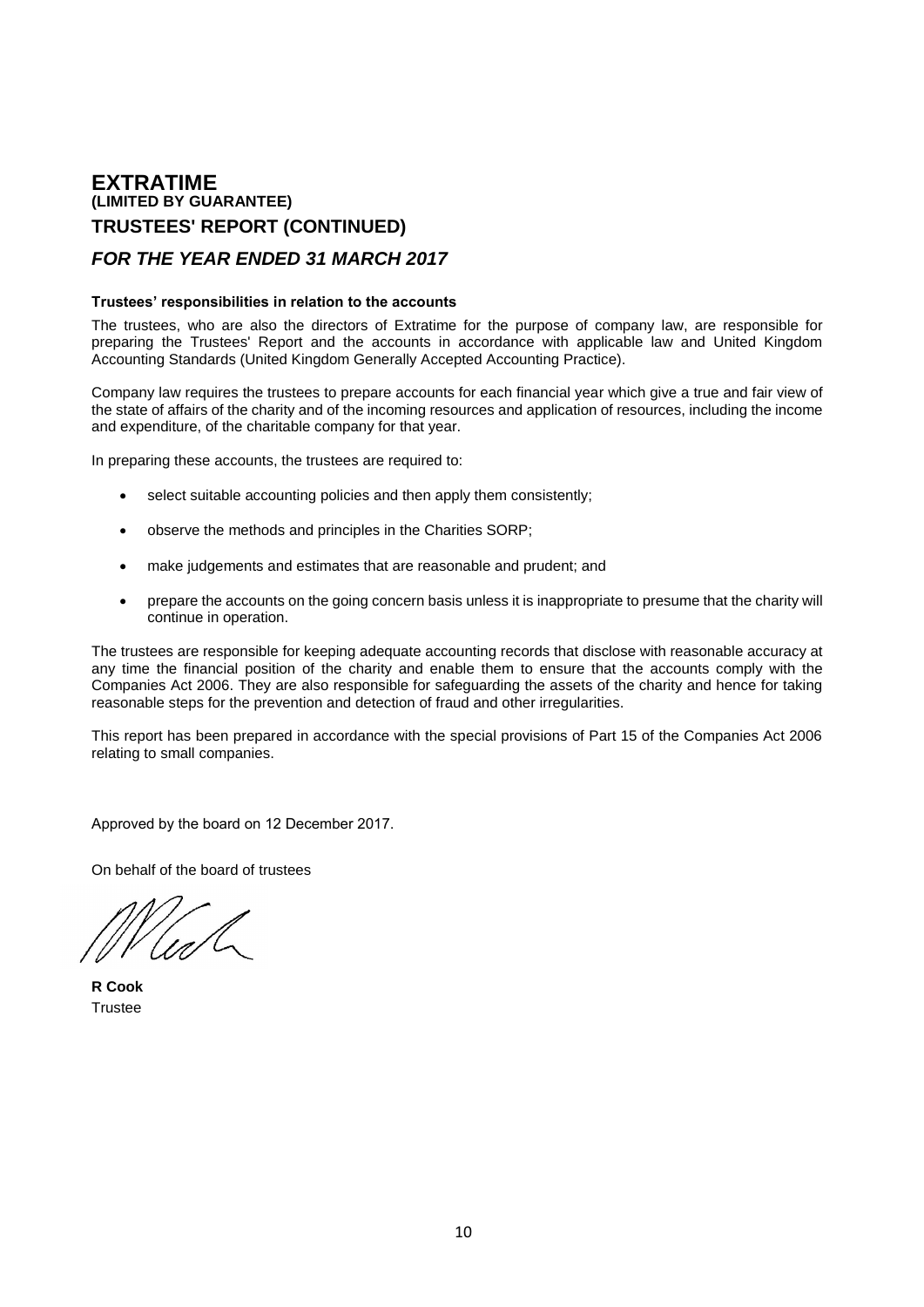# EXTRATIME

**(LIMITED BY GUARANTEE)**

## TRUSTEES' REPORT (CONTINUED)

### *FOR THE YEAR ENDED 31 MARCH 2017*

**Trustees' responsibilities in relation to the accounts**

The trustees, who are also the directors of Extratime for the purpose of company law, are responsible for preparing the Trustees' Report and the accounts in accordance with applicable law and United Kingdom Accounting Standards (United Kingdom Generally Accepted Accounting Practice).

Company law requires the trustees to prepare accounts for each financial year which give a true and fair view of the state of affairs of the charity and of the incoming resources and application of resources, including the income and expenditure, of the charitable company for that year.

In preparing these accounts, the trustees are required to:

- select suitable accounting policies and then apply them consistently;
- observe the methods and principles in the Charities SORP;
- make judgements and estimates that are reasonable and prudent; and
- prepare the accounts on the going concern basis unless it is inappropriate to presume that the charity will continue in operation.

The trustees are responsible for keeping adequate accounting records that disclose with reasonable accuracy at any time the financial position of the charity and enable them to ensure that the accounts comply with the Companies Act 2006. They are also responsible for safeguarding the assets of the charity and hence for taking reasonable steps for the prevention and detection of fraud and other irregularities.

This report has been prepared in accordance with the special provisions of Part 15 of the Companies Act 2006 relating to small companies.

Approved by the board on 12 December 2017.

On behalf of the board of trustees

**R Cook**
Trustee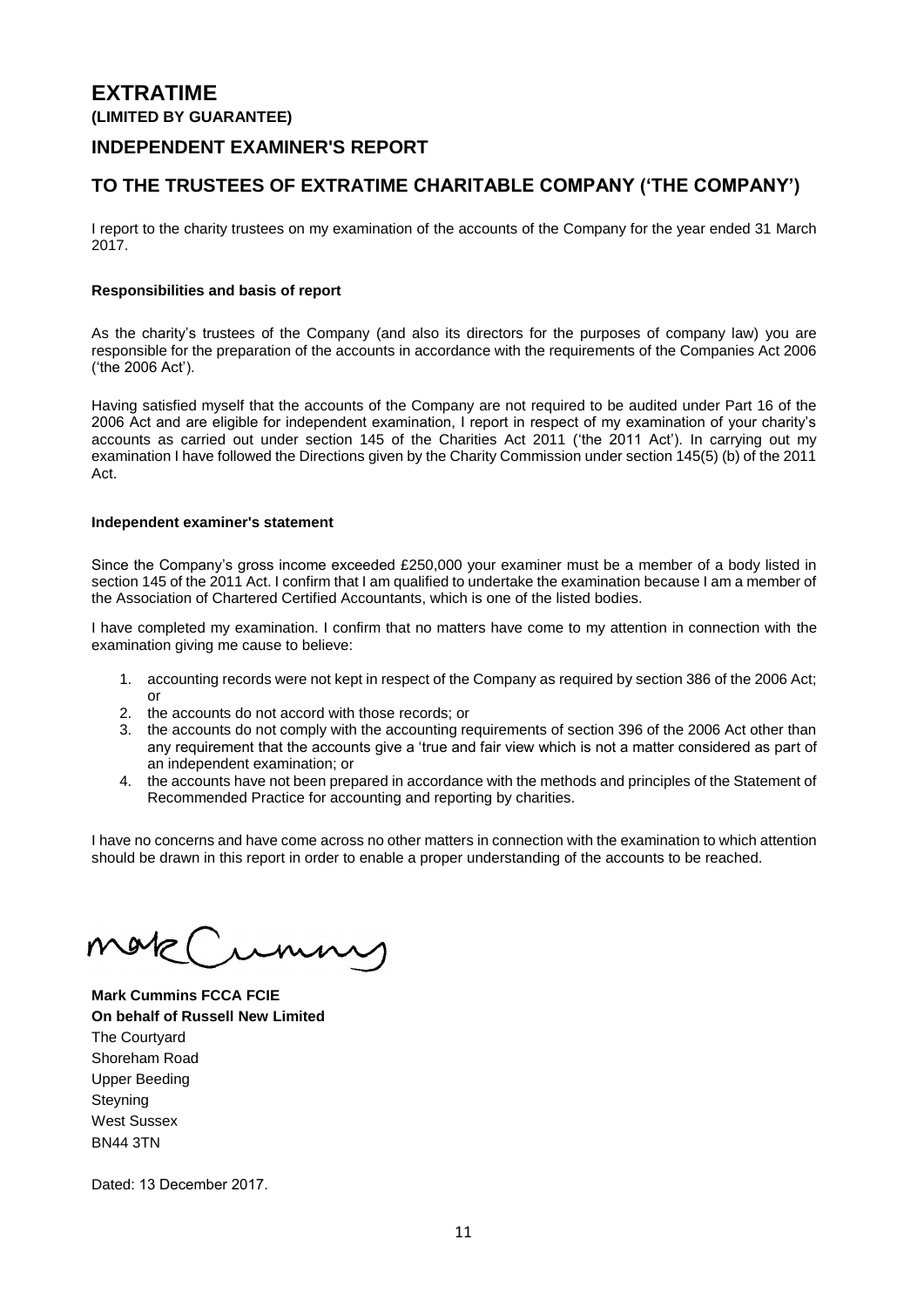# EXTRATIME

**(LIMITED BY GUARANTEE)**

## INDEPENDENT EXAMINER'S REPORT

## TO THE TRUSTEES OF EXTRATIME CHARITABLE COMPANY ('THE COMPANY')

I report to the charity trustees on my examination of the accounts of the Company for the year ended 31 March 2017.

**Responsibilities and basis of report**

As the charity's trustees of the Company (and also its directors for the purposes of company law) you are responsible for the preparation of the accounts in accordance with the requirements of the Companies Act 2006 ('the 2006 Act').

Having satisfied myself that the accounts of the Company are not required to be audited under Part 16 of the 2006 Act and are eligible for independent examination, I report in respect of my examination of your charity's accounts as carried out under section 145 of the Charities Act 2011 ('the 2011 Act'). In carrying out my examination I have followed the Directions given by the Charity Commission under section 145(5) (b) of the 2011 Act.

**Independent examiner's statement**

Since the Company's gross income exceeded £250,000 your examiner must be a member of a body listed in section 145 of the 2011 Act. I confirm that I am qualified to undertake the examination because I am a member of the Association of Chartered Certified Accountants, which is one of the listed bodies.

I have completed my examination. I confirm that no matters have come to my attention in connection with the examination giving me cause to believe:

1. accounting records were not kept in respect of the Company as required by section 386 of the 2006 Act; or
2. the accounts do not accord with those records; or
3. the accounts do not comply with the accounting requirements of section 396 of the 2006 Act other than any requirement that the accounts give a 'true and fair view which is not a matter considered as part of an independent examination; or
4. the accounts have not been prepared in accordance with the methods and principles of the Statement of Recommended Practice for accounting and reporting by charities.

I have no concerns and have come across no other matters in connection with the examination to which attention should be drawn in this report in order to enable a proper understanding of the accounts to be reached.

**Mark Cummins FCCA FCIE**
**On behalf of Russell New Limited**
The Courtyard
Shoreham Road
Upper Beeding
Steyning
West Sussex
BN44 3TN

Dated: 13 December 2017.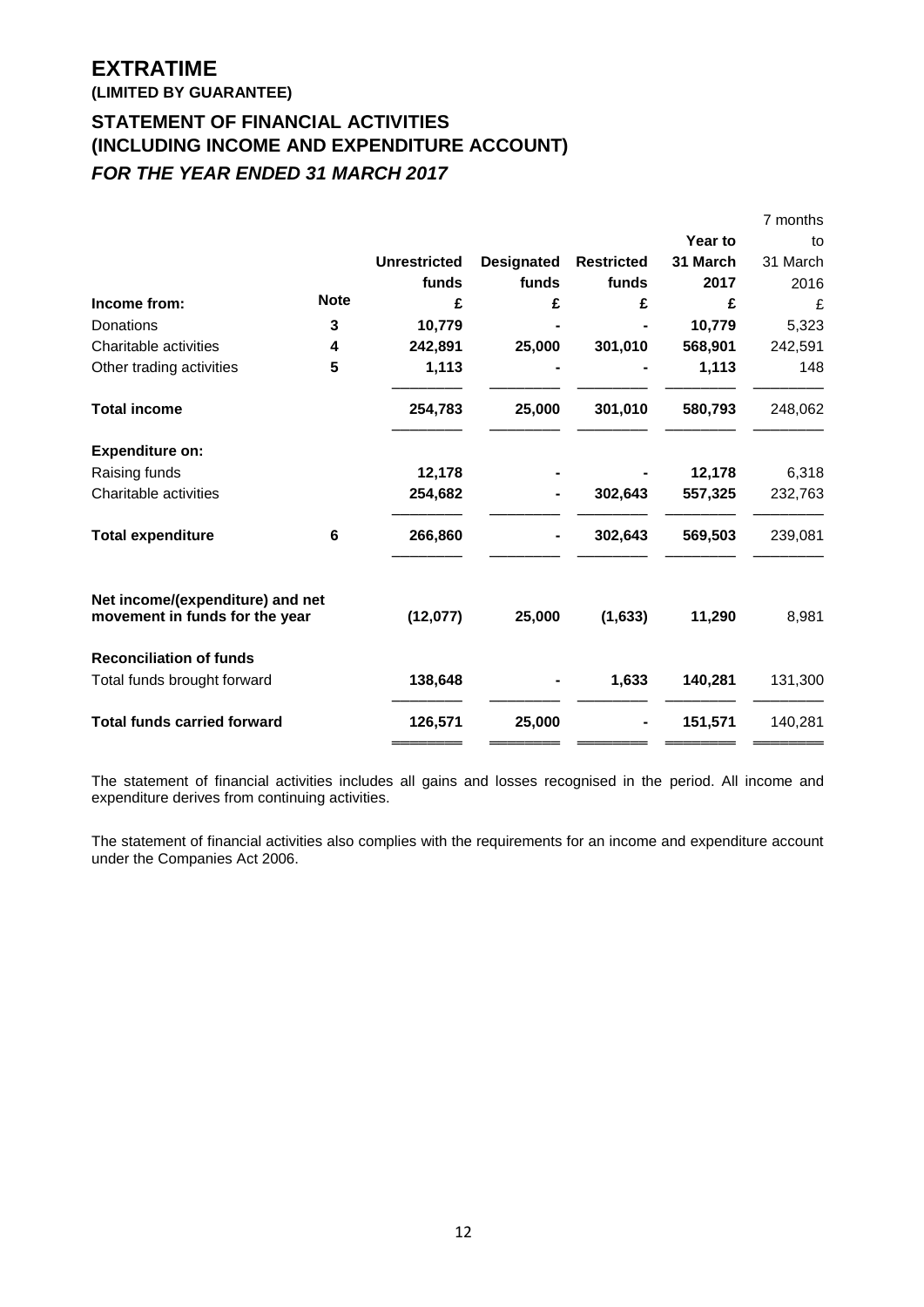# EXTRATIME

**(LIMITED BY GUARANTEE)**

## STATEMENT OF FINANCIAL ACTIVITIES (INCLUDING INCOME AND EXPENDITURE ACCOUNT)

### *FOR THE YEAR ENDED 31 MARCH 2017*

| | Note | Unrestricted funds £ | Designated funds £ | Restricted funds £ | Year to 31 March 2017 £ | 7 months to 31 March 2016 £ |
|---|---|---|---|---|---|---|
| **Income from:** | | | | | | |
| Donations | 3 | 10,779 | - | - | 10,779 | 5,323 |
| Charitable activities | 4 | 242,891 | 25,000 | 301,010 | 568,901 | 242,591 |
| Other trading activities | 5 | 1,113 | - | - | 1,113 | 148 |
| **Total income** | | 254,783 | 25,000 | 301,010 | 580,793 | 248,062 |
| **Expenditure on:** | | | | | | |
| Raising funds | | 12,178 | - | - | 12,178 | 6,318 |
| Charitable activities | | 254,682 | - | 302,643 | 557,325 | 232,763 |
| **Total expenditure** | 6 | 266,860 | - | 302,643 | 569,503 | 239,081 |
| **Net income/(expenditure) and net movement in funds for the year** | | (12,077) | 25,000 | (1,633) | 11,290 | 8,981 |
| **Reconciliation of funds** | | | | | | |
| Total funds brought forward | | 138,648 | - | 1,633 | 140,281 | 131,300 |
| **Total funds carried forward** | | 126,571 | 25,000 | - | 151,571 | 140,281 |

The statement of financial activities includes all gains and losses recognised in the period. All income and expenditure derives from continuing activities.

The statement of financial activities also complies with the requirements for an income and expenditure account under the Companies Act 2006.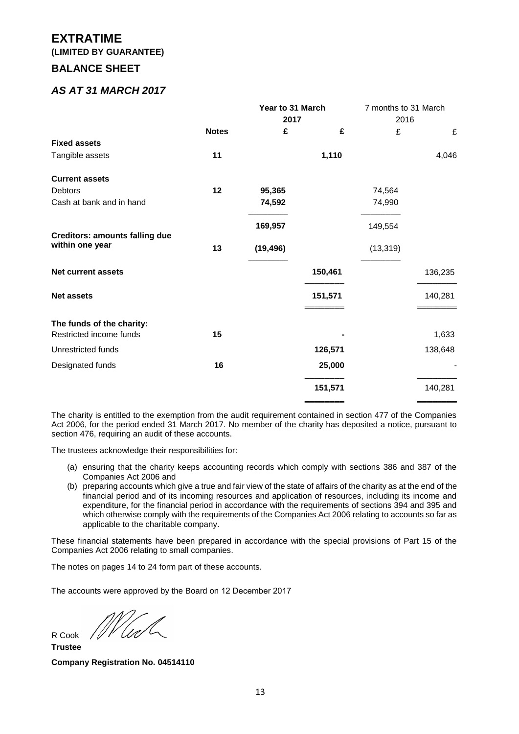# EXTRATIME

**(LIMITED BY GUARANTEE)**

## BALANCE SHEET

### *AS AT 31 MARCH 2017*

| | | Year to 31 March 2017 | | 7 months to 31 March 2016 | |
|---|---|---|---|---|---|
| | **Notes** | **£** | **£** | £ | £ |
| **Fixed assets** | | | | | |
| Tangible assets | **11** | | **1,110** | | 4,046 |
| **Current assets** | | | | | |
| Debtors | **12** | **95,365** | | 74,564 | |
| Cash at bank and in hand | | **74,592** | | 74,990 | |
| | | **169,957** | | 149,554 | |
| **Creditors: amounts falling due within one year** | **13** | **(19,496)** | | (13,319) | |
| **Net current assets** | | | **150,461** | | 136,235 |
| **Net assets** | | | **151,571** | | 140,281 |
| **The funds of the charity:** | | | | | |
| Restricted income funds | **15** | | **-** | | 1,633 |
| Unrestricted funds | | | **126,571** | | 138,648 |
| Designated funds | **16** | | **25,000** | | - |
| | | | **151,571** | | 140,281 |

The charity is entitled to the exemption from the audit requirement contained in section 477 of the Companies Act 2006, for the period ended 31 March 2017. No member of the charity has deposited a notice, pursuant to section 476, requiring an audit of these accounts.

The trustees acknowledge their responsibilities for:

(a) ensuring that the charity keeps accounting records which comply with sections 386 and 387 of the Companies Act 2006 and

(b) preparing accounts which give a true and fair view of the state of affairs of the charity as at the end of the financial period and of its incoming resources and application of resources, including its income and expenditure, for the financial period in accordance with the requirements of sections 394 and 395 and which otherwise comply with the requirements of the Companies Act 2006 relating to accounts so far as applicable to the charitable company.

These financial statements have been prepared in accordance with the special provisions of Part 15 of the Companies Act 2006 relating to small companies.

The notes on pages 14 to 24 form part of these accounts.

The accounts were approved by the Board on 12 December 2017

R Cook

**Trustee**

**Company Registration No. 04514110**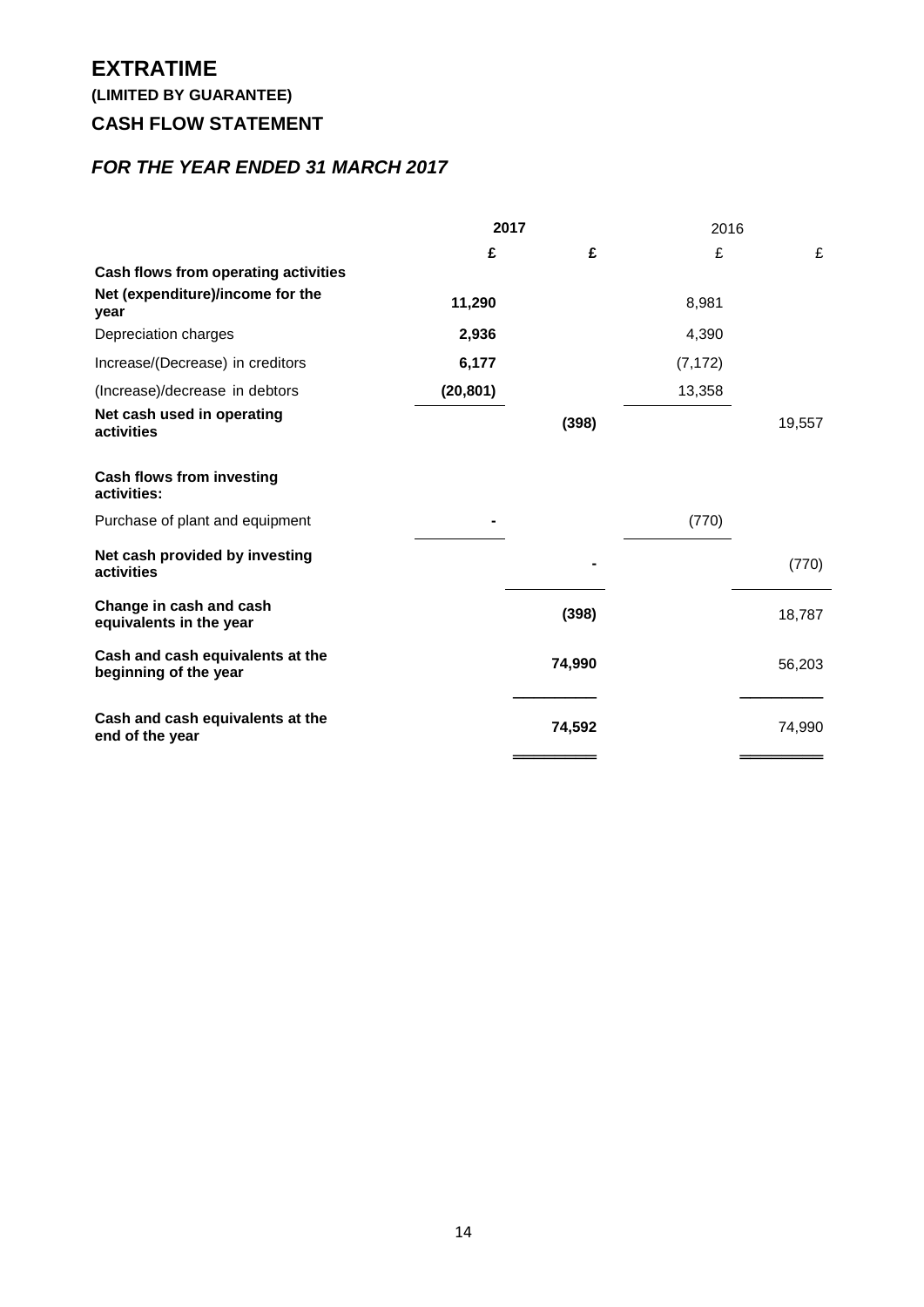# EXTRATIME

**(LIMITED BY GUARANTEE)**

## CASH FLOW STATEMENT

### *FOR THE YEAR ENDED 31 MARCH 2017*

| | **2017** | | 2016 | |
|---|---|---|---|---|
| | **£** | **£** | £ | £ |
| **Cash flows from operating activities** | | | | |
| **Net (expenditure)/income for the year** | **11,290** | | 8,981 | |
| Depreciation charges | **2,936** | | 4,390 | |
| Increase/(Decrease) in creditors | **6,177** | | (7,172) | |
| (Increase)/decrease in debtors | **(20,801)** | | 13,358 | |
| **Net cash used in operating activities** | | **(398)** | | 19,557 |
| **Cash flows from investing activities:** | | | | |
| Purchase of plant and equipment | **-** | | (770) | |
| **Net cash provided by investing activities** | | **-** | | (770) |
| **Change in cash and cash equivalents in the year** | | **(398)** | | 18,787 |
| **Cash and cash equivalents at the beginning of the year** | | **74,990** | | 56,203 |
| **Cash and cash equivalents at the end of the year** | | **74,592** | | 74,990 |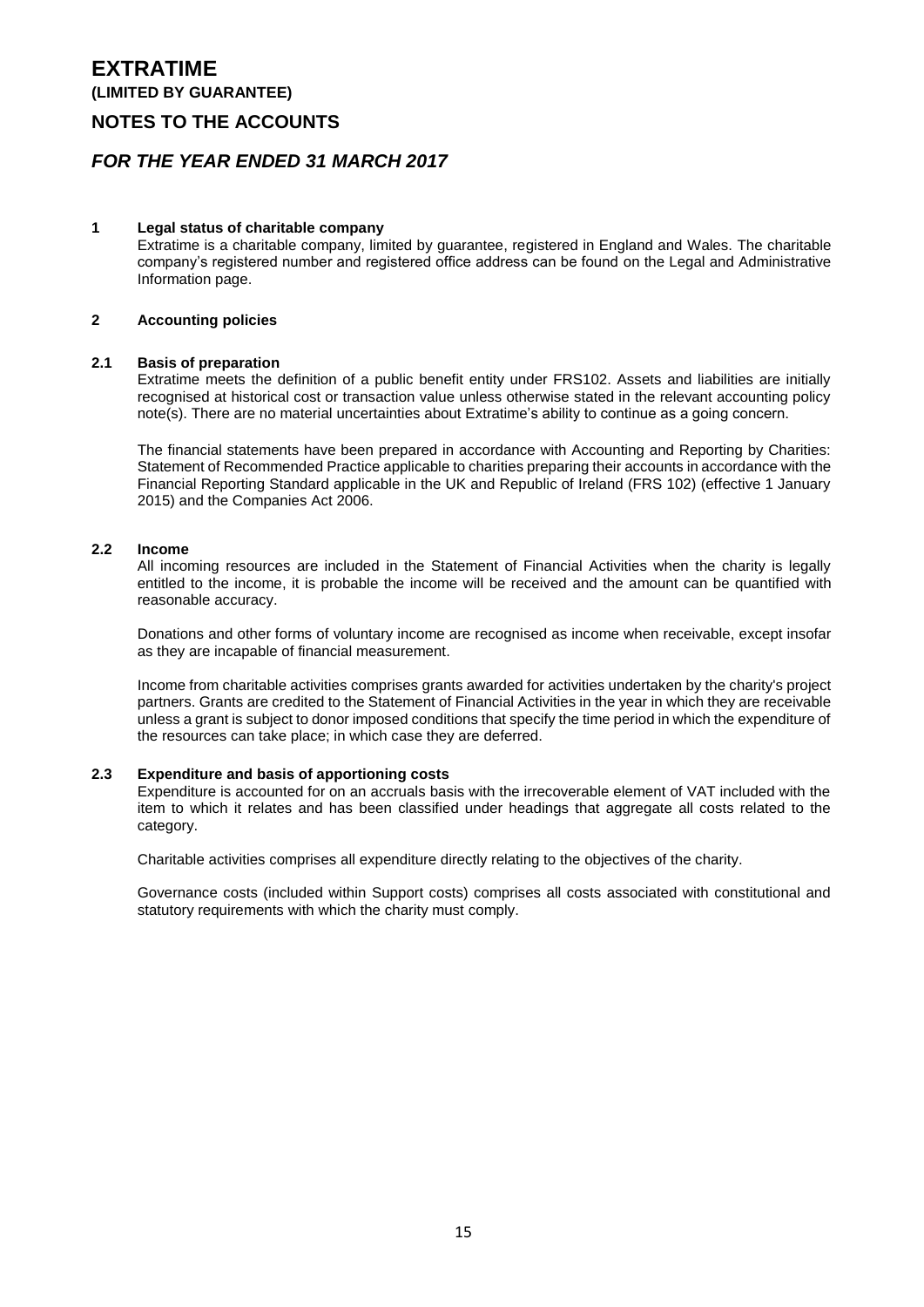# EXTRATIME

**(LIMITED BY GUARANTEE)**

## NOTES TO THE ACCOUNTS

## *FOR THE YEAR ENDED 31 MARCH 2017*

### 1 Legal status of charitable company

Extratime is a charitable company, limited by guarantee, registered in England and Wales. The charitable company's registered number and registered office address can be found on the Legal and Administrative Information page.

### 2 Accounting policies

#### 2.1 Basis of preparation

Extratime meets the definition of a public benefit entity under FRS102. Assets and liabilities are initially recognised at historical cost or transaction value unless otherwise stated in the relevant accounting policy note(s). There are no material uncertainties about Extratime's ability to continue as a going concern.

The financial statements have been prepared in accordance with Accounting and Reporting by Charities: Statement of Recommended Practice applicable to charities preparing their accounts in accordance with the Financial Reporting Standard applicable in the UK and Republic of Ireland (FRS 102) (effective 1 January 2015) and the Companies Act 2006.

#### 2.2 Income

All incoming resources are included in the Statement of Financial Activities when the charity is legally entitled to the income, it is probable the income will be received and the amount can be quantified with reasonable accuracy.

Donations and other forms of voluntary income are recognised as income when receivable, except insofar as they are incapable of financial measurement.

Income from charitable activities comprises grants awarded for activities undertaken by the charity's project partners. Grants are credited to the Statement of Financial Activities in the year in which they are receivable unless a grant is subject to donor imposed conditions that specify the time period in which the expenditure of the resources can take place; in which case they are deferred.

#### 2.3 Expenditure and basis of apportioning costs

Expenditure is accounted for on an accruals basis with the irrecoverable element of VAT included with the item to which it relates and has been classified under headings that aggregate all costs related to the category.

Charitable activities comprises all expenditure directly relating to the objectives of the charity.

Governance costs (included within Support costs) comprises all costs associated with constitutional and statutory requirements with which the charity must comply.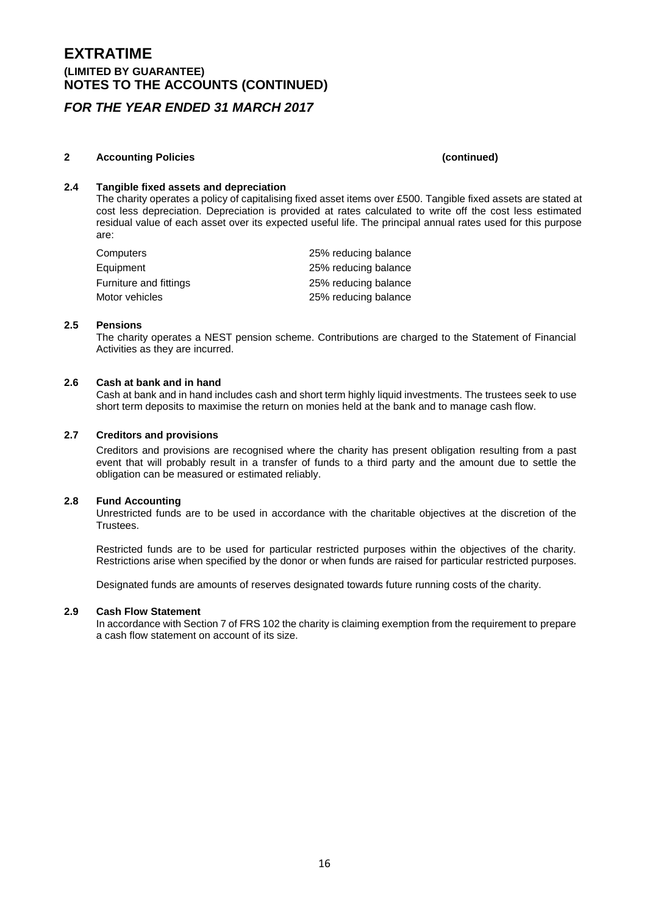# EXTRATIME

**(LIMITED BY GUARANTEE)**
**NOTES TO THE ACCOUNTS (CONTINUED)**

***FOR THE YEAR ENDED 31 MARCH 2017***

**2 Accounting Policies (continued)**

**2.4 Tangible fixed assets and depreciation**

The charity operates a policy of capitalising fixed asset items over £500. Tangible fixed assets are stated at cost less depreciation. Depreciation is provided at rates calculated to write off the cost less estimated residual value of each asset over its expected useful life. The principal annual rates used for this purpose are:

| | |
|---|---|
| Computers | 25% reducing balance |
| Equipment | 25% reducing balance |
| Furniture and fittings | 25% reducing balance |
| Motor vehicles | 25% reducing balance |

**2.5 Pensions**

The charity operates a NEST pension scheme. Contributions are charged to the Statement of Financial Activities as they are incurred.

**2.6 Cash at bank and in hand**

Cash at bank and in hand includes cash and short term highly liquid investments. The trustees seek to use short term deposits to maximise the return on monies held at the bank and to manage cash flow.

**2.7 Creditors and provisions**

Creditors and provisions are recognised where the charity has present obligation resulting from a past event that will probably result in a transfer of funds to a third party and the amount due to settle the obligation can be measured or estimated reliably.

**2.8 Fund Accounting**

Unrestricted funds are to be used in accordance with the charitable objectives at the discretion of the Trustees.

Restricted funds are to be used for particular restricted purposes within the objectives of the charity. Restrictions arise when specified by the donor or when funds are raised for particular restricted purposes.

Designated funds are amounts of reserves designated towards future running costs of the charity.

**2.9 Cash Flow Statement**

In accordance with Section 7 of FRS 102 the charity is claiming exemption from the requirement to prepare a cash flow statement on account of its size.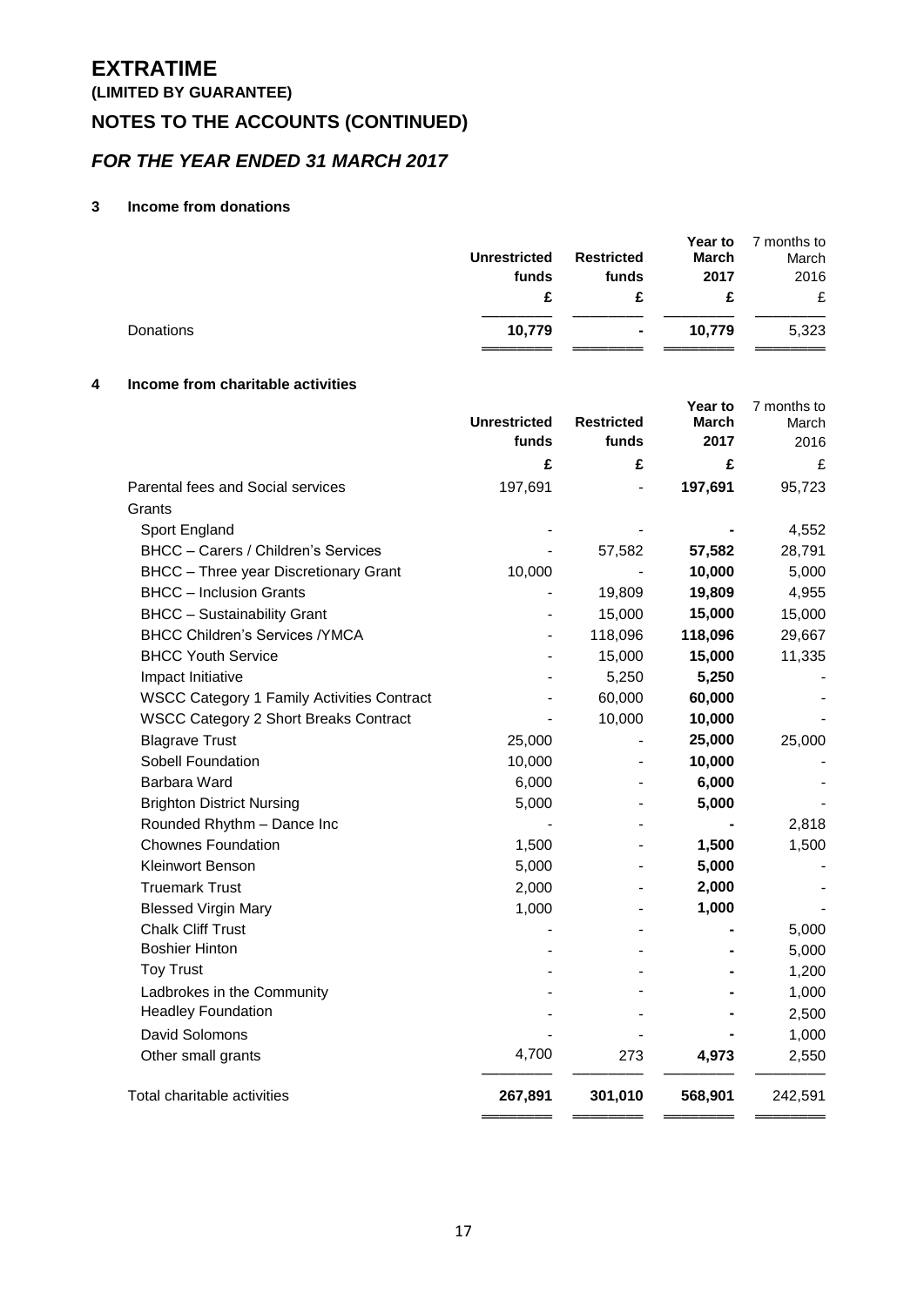# EXTRATIME

**(LIMITED BY GUARANTEE)**

## NOTES TO THE ACCOUNTS (CONTINUED)

## *FOR THE YEAR ENDED 31 MARCH 2017*

### 3 Income from donations

| | Unrestricted funds | Restricted funds | Year to March 2017 | 7 months to March 2016 |
|---|---|---|---|---|
| | £ | £ | £ | £ |
| Donations | **10,779** | **-** | **10,779** | 5,323 |

### 4 Income from charitable activities

| | Unrestricted funds | Restricted funds | Year to March 2017 | 7 months to March 2016 |
|---|---|---|---|---|
| | £ | £ | £ | £ |
| Parental fees and Social services | 197,691 | - | **197,691** | 95,723 |
| Grants | | | | |
| Sport England | - | - | **-** | 4,552 |
| BHCC – Carers / Children's Services | - | 57,582 | **57,582** | 28,791 |
| BHCC – Three year Discretionary Grant | 10,000 | - | **10,000** | 5,000 |
| BHCC – Inclusion Grants | - | 19,809 | **19,809** | 4,955 |
| BHCC – Sustainability Grant | - | 15,000 | **15,000** | 15,000 |
| BHCC Children's Services /YMCA | - | 118,096 | **118,096** | 29,667 |
| BHCC Youth Service | - | 15,000 | **15,000** | 11,335 |
| Impact Initiative | - | 5,250 | **5,250** | - |
| WSCC Category 1 Family Activities Contract | - | 60,000 | **60,000** | - |
| WSCC Category 2 Short Breaks Contract | - | 10,000 | **10,000** | - |
| Blagrave Trust | 25,000 | - | **25,000** | 25,000 |
| Sobell Foundation | 10,000 | - | **10,000** | - |
| Barbara Ward | 6,000 | - | **6,000** | - |
| Brighton District Nursing | 5,000 | - | **5,000** | - |
| Rounded Rhythm – Dance Inc | - | - | **-** | 2,818 |
| Chownes Foundation | 1,500 | - | **1,500** | 1,500 |
| Kleinwort Benson | 5,000 | - | **5,000** | - |
| Truemark Trust | 2,000 | - | **2,000** | - |
| Blessed Virgin Mary | 1,000 | - | **1,000** | - |
| Chalk Cliff Trust | - | - | **-** | 5,000 |
| Boshier Hinton | - | - | **-** | 5,000 |
| Toy Trust | - | - | **-** | 1,200 |
| Ladbrokes in the Community | - | - | **-** | 1,000 |
| Headley Foundation | - | - | **-** | 2,500 |
| David Solomons | - | - | **-** | 1,000 |
| Other small grants | 4,700 | 273 | **4,973** | 2,550 |
| Total charitable activities | **267,891** | **301,010** | **568,901** | 242,591 |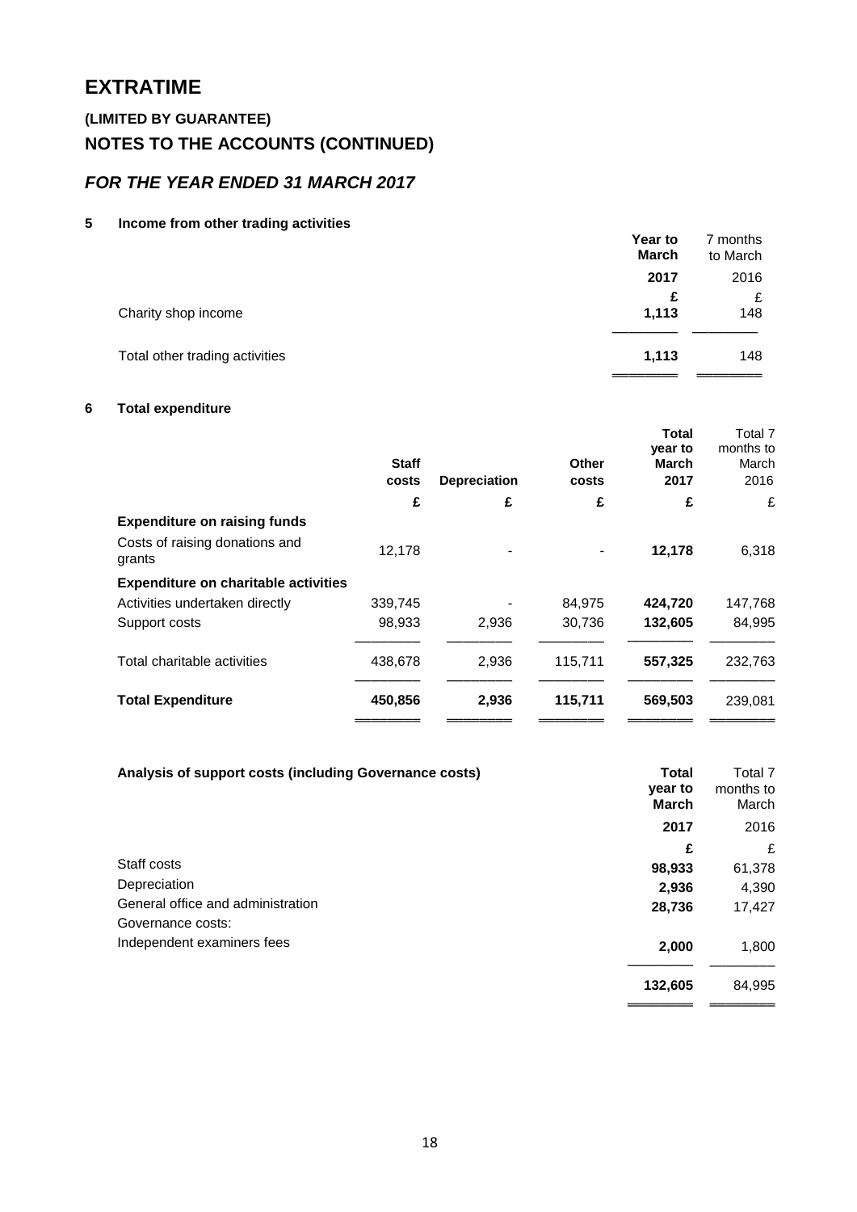# EXTRATIME

### (LIMITED BY GUARANTEE)

## NOTES TO THE ACCOUNTS (CONTINUED)

## *FOR THE YEAR ENDED 31 MARCH 2017*

### 5 Income from other trading activities

| | **Year to March 2017** | 7 months to March 2016 |
|---|---|---|
| | **£** | £ |
| Charity shop income | **1,113** | 148 |
| Total other trading activities | **1,113** | 148 |

### 6 Total expenditure

| | **Staff costs** | **Depreciation** | **Other costs** | **Total year to March 2017** | Total 7 months to March 2016 |
|---|---|---|---|---|---|
| | **£** | **£** | **£** | **£** | £ |
| **Expenditure on raising funds** | | | | | |
| Costs of raising donations and grants | 12,178 | - | - | **12,178** | 6,318 |
| **Expenditure on charitable activities** | | | | | |
| Activities undertaken directly | 339,745 | - | 84,975 | **424,720** | 147,768 |
| Support costs | 98,933 | 2,936 | 30,736 | **132,605** | 84,995 |
| Total charitable activities | 438,678 | 2,936 | 115,711 | **557,325** | 232,763 |
| **Total Expenditure** | **450,856** | **2,936** | **115,711** | **569,503** | 239,081 |

| **Analysis of support costs (including Governance costs)** | **Total year to March 2017** | Total 7 months to March 2016 |
|---|---|---|
| | **£** | £ |
| Staff costs | **98,933** | 61,378 |
| Depreciation | **2,936** | 4,390 |
| General office and administration | **28,736** | 17,427 |
| Governance costs: | | |
| Independent examiners fees | **2,000** | 1,800 |
| | **132,605** | 84,995 |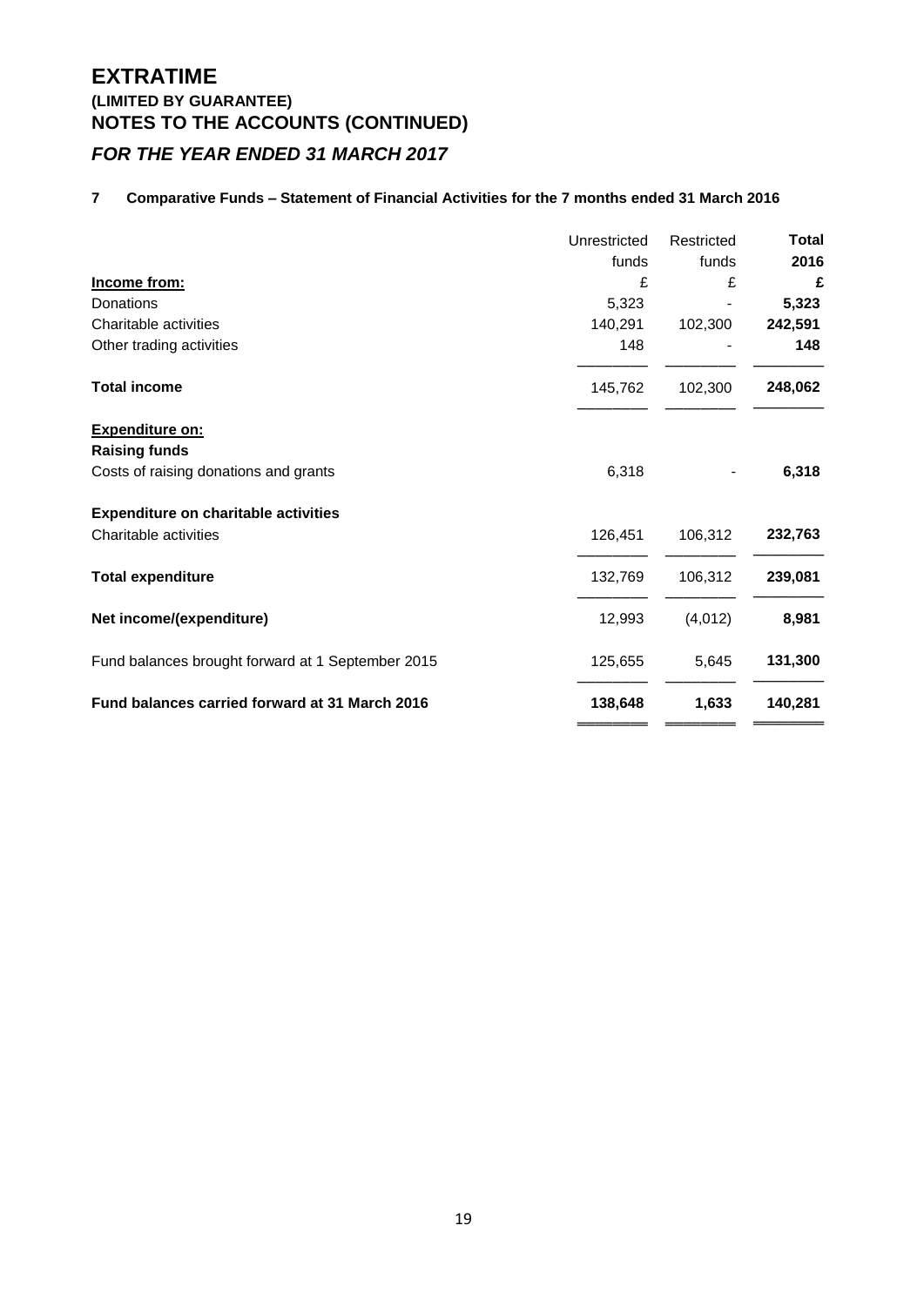# EXTRATIME

## (LIMITED BY GUARANTEE)

## NOTES TO THE ACCOUNTS (CONTINUED)

## *FOR THE YEAR ENDED 31 MARCH 2017*

**7 Comparative Funds – Statement of Financial Activities for the 7 months ended 31 March 2016**

| | Unrestricted funds | Restricted funds | **Total 2016** |
|---|---|---|---|
| | £ | £ | **£** |
| **Income from:** | | | |
| Donations | 5,323 | - | **5,323** |
| Charitable activities | 140,291 | 102,300 | **242,591** |
| Other trading activities | 148 | - | **148** |
| **Total income** | 145,762 | 102,300 | **248,062** |
| **Expenditure on:** | | | |
| **Raising funds** | | | |
| Costs of raising donations and grants | 6,318 | - | **6,318** |
| **Expenditure on charitable activities** | | | |
| Charitable activities | 126,451 | 106,312 | **232,763** |
| **Total expenditure** | 132,769 | 106,312 | **239,081** |
| **Net income/(expenditure)** | 12,993 | (4,012) | **8,981** |
| Fund balances brought forward at 1 September 2015 | 125,655 | 5,645 | **131,300** |
| **Fund balances carried forward at 31 March 2016** | **138,648** | **1,633** | **140,281** |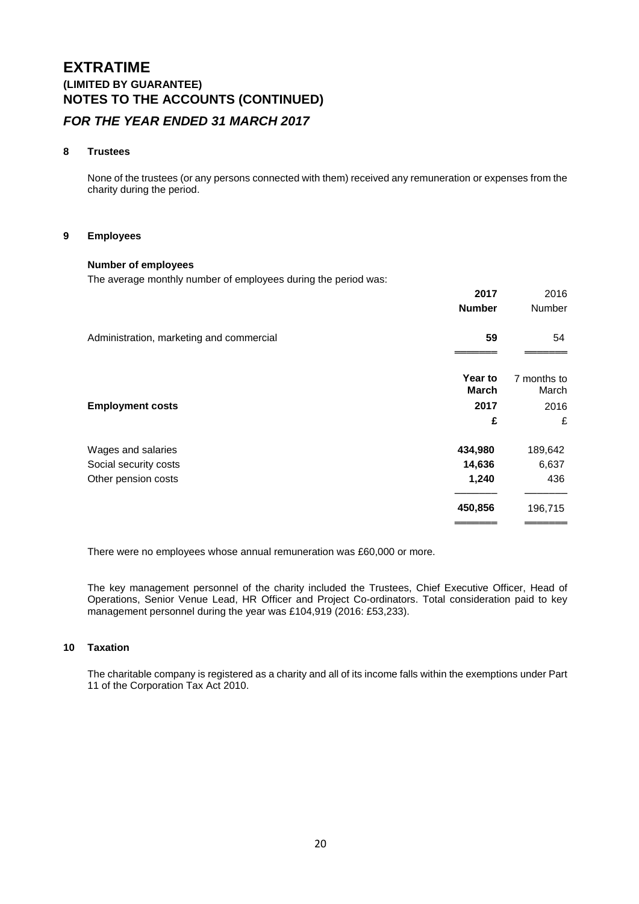# EXTRATIME

## (LIMITED BY GUARANTEE)

## NOTES TO THE ACCOUNTS (CONTINUED)

### *FOR THE YEAR ENDED 31 MARCH 2017*

**8 Trustees**

None of the trustees (or any persons connected with them) received any remuneration or expenses from the charity during the period.

**9 Employees**

**Number of employees**

The average monthly number of employees during the period was:

| | **2017** | 2016 |
|---|---|---|
| | **Number** | Number |
| Administration, marketing and commercial | **59** | 54 |

| | **Year to March** | 7 months to March |
|---|---|---|
| **Employment costs** | **2017** | 2016 |
| | **£** | £ |
| Wages and salaries | **434,980** | 189,642 |
| Social security costs | **14,636** | 6,637 |
| Other pension costs | **1,240** | 436 |
| | **450,856** | 196,715 |

There were no employees whose annual remuneration was £60,000 or more.

The key management personnel of the charity included the Trustees, Chief Executive Officer, Head of Operations, Senior Venue Lead, HR Officer and Project Co-ordinators. Total consideration paid to key management personnel during the year was £104,919 (2016: £53,233).

**10 Taxation**

The charitable company is registered as a charity and all of its income falls within the exemptions under Part 11 of the Corporation Tax Act 2010.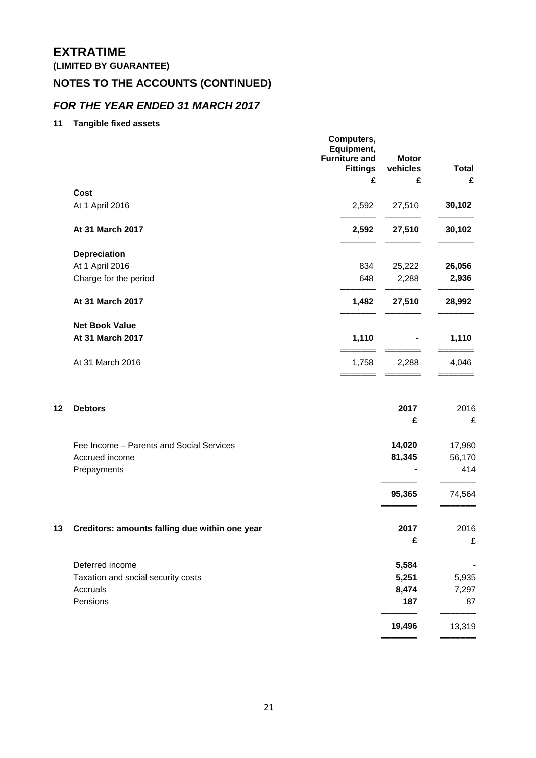# EXTRATIME

**(LIMITED BY GUARANTEE)**

## NOTES TO THE ACCOUNTS (CONTINUED)

### *FOR THE YEAR ENDED 31 MARCH 2017*

**11 Tangible fixed assets**

| | Computers, Equipment, Furniture and Fittings | Motor vehicles | Total |
|---|---|---|---|
| | £ | £ | £ |
| **Cost** | | | |
| At 1 April 2016 | 2,592 | 27,510 | **30,102** |
| **At 31 March 2017** | **2,592** | **27,510** | **30,102** |
| **Depreciation** | | | |
| At 1 April 2016 | 834 | 25,222 | **26,056** |
| Charge for the period | 648 | 2,288 | **2,936** |
| **At 31 March 2017** | **1,482** | **27,510** | **28,992** |
| **Net Book Value** | | | |
| **At 31 March 2017** | **1,110** | **-** | **1,110** |
| At 31 March 2016 | 1,758 | 2,288 | 4,046 |

**12 Debtors**

| | 2017 | 2016 |
|---|---|---|
| | £ | £ |
| Fee Income – Parents and Social Services | **14,020** | 17,980 |
| Accrued income | **81,345** | 56,170 |
| Prepayments | **-** | 414 |
| | **95,365** | 74,564 |

**13 Creditors: amounts falling due within one year**

| | 2017 | 2016 |
|---|---|---|
| | £ | £ |
| Deferred income | **5,584** | - |
| Taxation and social security costs | **5,251** | 5,935 |
| Accruals | **8,474** | 7,297 |
| Pensions | **187** | 87 |
| | **19,496** | 13,319 |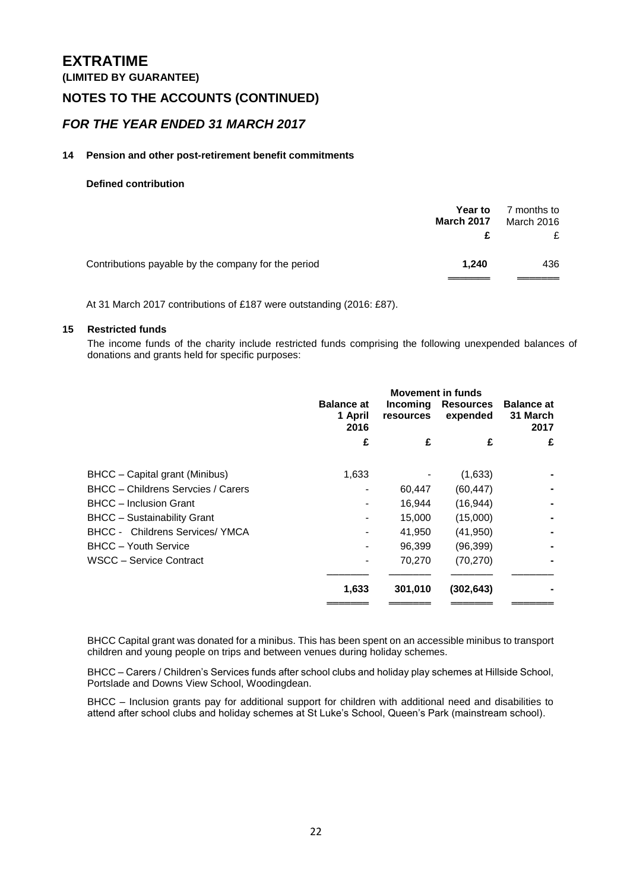# EXTRATIME

**(LIMITED BY GUARANTEE)**

## NOTES TO THE ACCOUNTS (CONTINUED)

## *FOR THE YEAR ENDED 31 MARCH 2017*

### 14 Pension and other post-retirement benefit commitments

**Defined contribution**

| | **Year to March 2017** | 7 months to March 2016 |
|---|---|---|
| | **£** | £ |
| Contributions payable by the company for the period | **1,240** | 436 |

At 31 March 2017 contributions of £187 were outstanding (2016: £87).

### 15 Restricted funds

The income funds of the charity include restricted funds comprising the following unexpended balances of donations and grants held for specific purposes:

| | | **Movement in funds** | | |
|---|---|---|---|---|
| | **Balance at 1 April 2016** | **Incoming resources** | **Resources expended** | **Balance at 31 March 2017** |
| | **£** | **£** | **£** | **£** |
| BHCC – Capital grant (Minibus) | 1,633 | - | (1,633) | - |
| BHCC – Childrens Servcies / Carers | - | 60,447 | (60,447) | - |
| BHCC – Inclusion Grant | - | 16,944 | (16,944) | - |
| BHCC – Sustainability Grant | - | 15,000 | (15,000) | - |
| BHCC - Childrens Services/ YMCA | - | 41,950 | (41,950) | - |
| BHCC – Youth Service | - | 96,399 | (96,399) | - |
| WSCC – Service Contract | - | 70,270 | (70,270) | - |
| | **1,633** | **301,010** | **(302,643)** | **-** |

BHCC Capital grant was donated for a minibus. This has been spent on an accessible minibus to transport children and young people on trips and between venues during holiday schemes.

BHCC – Carers / Children's Services funds after school clubs and holiday play schemes at Hillside School, Portslade and Downs View School, Woodingdean.

BHCC – Inclusion grants pay for additional support for children with additional need and disabilities to attend after school clubs and holiday schemes at St Luke's School, Queen's Park (mainstream school).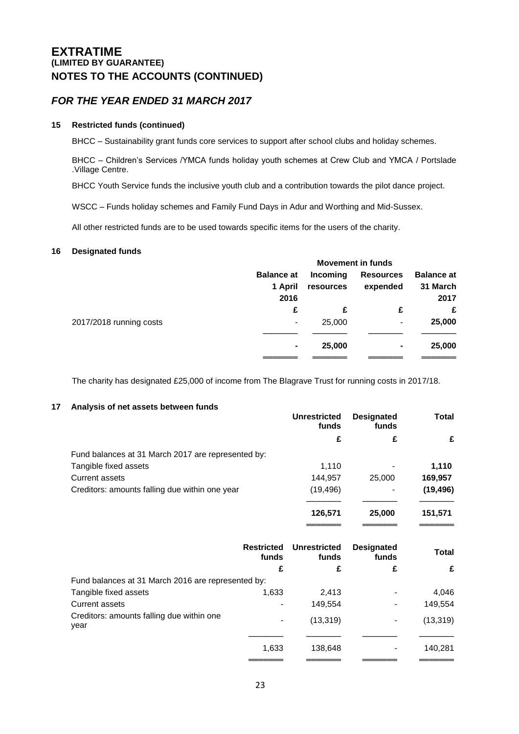# EXTRATIME

**(LIMITED BY GUARANTEE)**

## NOTES TO THE ACCOUNTS (CONTINUED)

## *FOR THE YEAR ENDED 31 MARCH 2017*

### 15 Restricted funds (continued)

BHCC – Sustainability grant funds core services to support after school clubs and holiday schemes.

BHCC – Children's Services /YMCA funds holiday youth schemes at Crew Club and YMCA / Portslade .Village Centre.

BHCC Youth Service funds the inclusive youth club and a contribution towards the pilot dance project.

WSCC – Funds holiday schemes and Family Fund Days in Adur and Worthing and Mid-Sussex.

All other restricted funds are to be used towards specific items for the users of the charity.

### 16 Designated funds

| | | Movement in funds | | |
|---|---|---|---|---|
| | **Balance at 1 April 2016** | **Incoming resources** | **Resources expended** | **Balance at 31 March 2017** |
| | **£** | **£** | **£** | **£** |
| 2017/2018 running costs | - | 25,000 | - | **25,000** |
| | **-** | **25,000** | **-** | **25,000** |

The charity has designated £25,000 of income from The Blagrave Trust for running costs in 2017/18.

### 17 Analysis of net assets between funds

| | **Unrestricted funds** | **Designated funds** | **Total** |
|---|---|---|---|
| | **£** | **£** | **£** |
| Fund balances at 31 March 2017 are represented by: | | | |
| Tangible fixed assets | 1,110 | - | **1,110** |
| Current assets | 144,957 | 25,000 | **169,957** |
| Creditors: amounts falling due within one year | (19,496) | - | **(19,496)** |
| | **126,571** | **25,000** | **151,571** |

| | **Restricted funds** | **Unrestricted funds** | **Designated funds** | **Total** |
|---|---|---|---|---|
| | **£** | **£** | **£** | **£** |
| Fund balances at 31 March 2016 are represented by: | | | | |
| Tangible fixed assets | 1,633 | 2,413 | - | 4,046 |
| Current assets | - | 149,554 | - | 149,554 |
| Creditors: amounts falling due within one year | - | (13,319) | - | (13,319) |
| | 1,633 | 138,648 | - | 140,281 |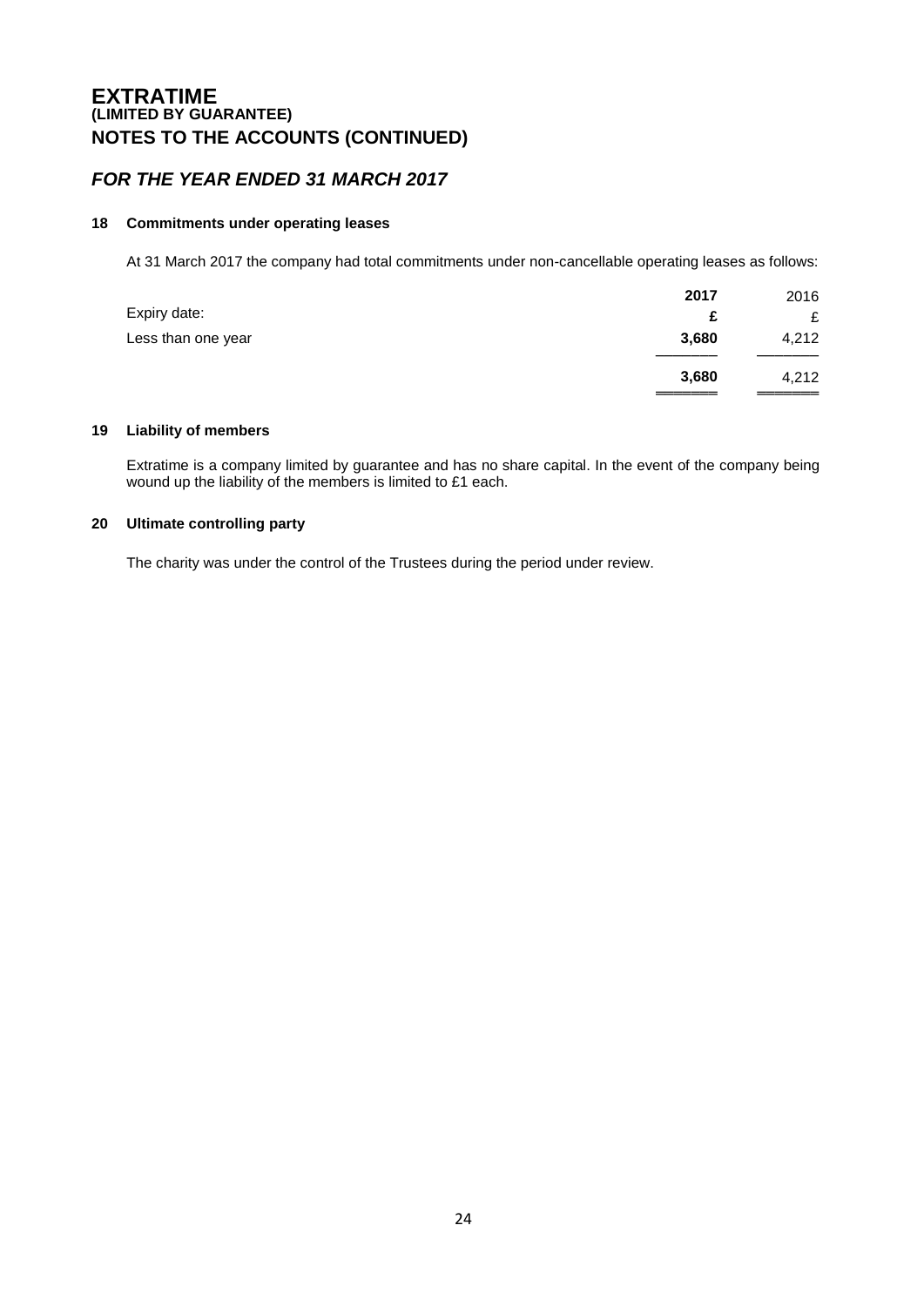# EXTRATIME
### (LIMITED BY GUARANTEE)
## NOTES TO THE ACCOUNTS (CONTINUED)

## *FOR THE YEAR ENDED 31 MARCH 2017*

### 18 Commitments under operating leases

At 31 March 2017 the company had total commitments under non-cancellable operating leases as follows:

| | 2017 | 2016 |
|---|---|---|
| Expiry date: | **£** | £ |
| Less than one year | **3,680** | 4,212 |
| | **3,680** | 4,212 |

### 19 Liability of members

Extratime is a company limited by guarantee and has no share capital. In the event of the company being wound up the liability of the members is limited to £1 each.

### 20 Ultimate controlling party

The charity was under the control of the Trustees during the period under review.